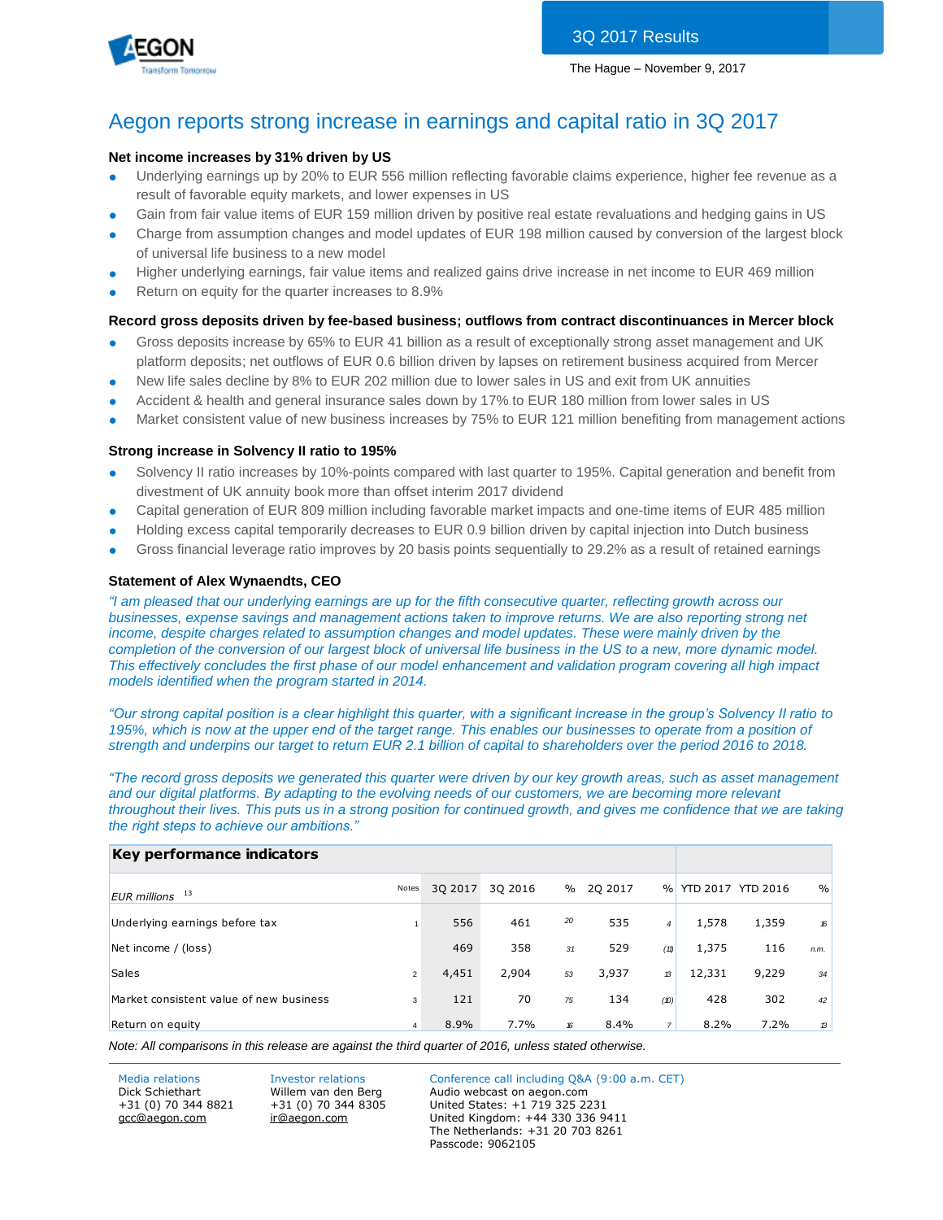3Q 2017 Results

The Hague – November 9, 2017

# Aegon reports strong increase in earnings and capital ratio in 3Q 2017

### Net income increases by 31% driven by US

- Underlying earnings up by 20% to EUR 556 million reflecting favorable claims experience, higher fee revenue as a result of favorable equity markets, and lower expenses in US
- Gain from fair value items of EUR 159 million driven by positive real estate revaluations and hedging gains in US
- Charge from assumption changes and model updates of EUR 198 million caused by conversion of the largest block of universal life business to a new model
- Higher underlying earnings, fair value items and realized gains drive increase in net income to EUR 469 million
- Return on equity for the quarter increases to 8.9%

### Record gross deposits driven by fee-based business; outflows from contract discontinuances in Mercer block

- Gross deposits increase by 65% to EUR 41 billion as a result of exceptionally strong asset management and UK platform deposits; net outflows of EUR 0.6 billion driven by lapses on retirement business acquired from Mercer
- New life sales decline by 8% to EUR 202 million due to lower sales in US and exit from UK annuities
- Accident & health and general insurance sales down by 17% to EUR 180 million from lower sales in US
- Market consistent value of new business increases by 75% to EUR 121 million benefiting from management actions

### Strong increase in Solvency II ratio to 195%

- Solvency II ratio increases by 10%-points compared with last quarter to 195%. Capital generation and benefit from divestment of UK annuity book more than offset interim 2017 dividend
- Capital generation of EUR 809 million including favorable market impacts and one-time items of EUR 485 million
- Holding excess capital temporarily decreases to EUR 0.9 billion driven by capital injection into Dutch business
- Gross financial leverage ratio improves by 20 basis points sequentially to 29.2% as a result of retained earnings

### Statement of Alex Wynaendts, CEO

*"I am pleased that our underlying earnings are up for the fifth consecutive quarter, reflecting growth across our businesses, expense savings and management actions taken to improve returns. We are also reporting strong net income, despite charges related to assumption changes and model updates. These were mainly driven by the completion of the conversion of our largest block of universal life business in the US to a new, more dynamic model. This effectively concludes the first phase of our model enhancement and validation program covering all high impact models identified when the program started in 2014.*

*"Our strong capital position is a clear highlight this quarter, with a significant increase in the group's Solvency II ratio to 195%, which is now at the upper end of the target range. This enables our businesses to operate from a position of strength and underpins our target to return EUR 2.1 billion of capital to shareholders over the period 2016 to 2018.*

*"The record gross deposits we generated this quarter were driven by our key growth areas, such as asset management and our digital platforms. By adapting to the evolving needs of our customers, we are becoming more relevant throughout their lives. This puts us in a strong position for continued growth, and gives me confidence that we are taking the right steps to achieve our ambitions."*

**Key performance indicators**

| EUR millions [13] | Notes | 3Q 2017 | 3Q 2016 | % | 2Q 2017 | % | YTD 2017 | YTD 2016 | % |
|---|---|---|---|---|---|---|---|---|---|
| Underlying earnings before tax | 1 | 556 | 461 | 20 | 535 | 4 | 1,578 | 1,359 | 16 |
| Net income / (loss) | | 469 | 358 | 31 | 529 | (11) | 1,375 | 116 | n.m. |
| Sales | 2 | 4,451 | 2,904 | 53 | 3,937 | 13 | 12,331 | 9,229 | 34 |
| Market consistent value of new business | 3 | 121 | 70 | 75 | 134 | (10) | 428 | 302 | 42 |
| Return on equity | 4 | 8.9% | 7.7% | 16 | 8.4% | 7 | 8.2% | 7.2% | 13 |

*Note: All comparisons in this release are against the third quarter of 2016, unless stated otherwise.*

Media relations
Dick Schiethart
+31 (0) 70 344 8821
gcc@aegon.com

Investor relations
Willem van den Berg
+31 (0) 70 344 8305
ir@aegon.com

Conference call including Q&A (9:00 a.m. CET)
Audio webcast on aegon.com
United States: +1 719 325 2231
United Kingdom: +44 330 336 9411
The Netherlands: +31 20 703 8261
Passcode: 9062105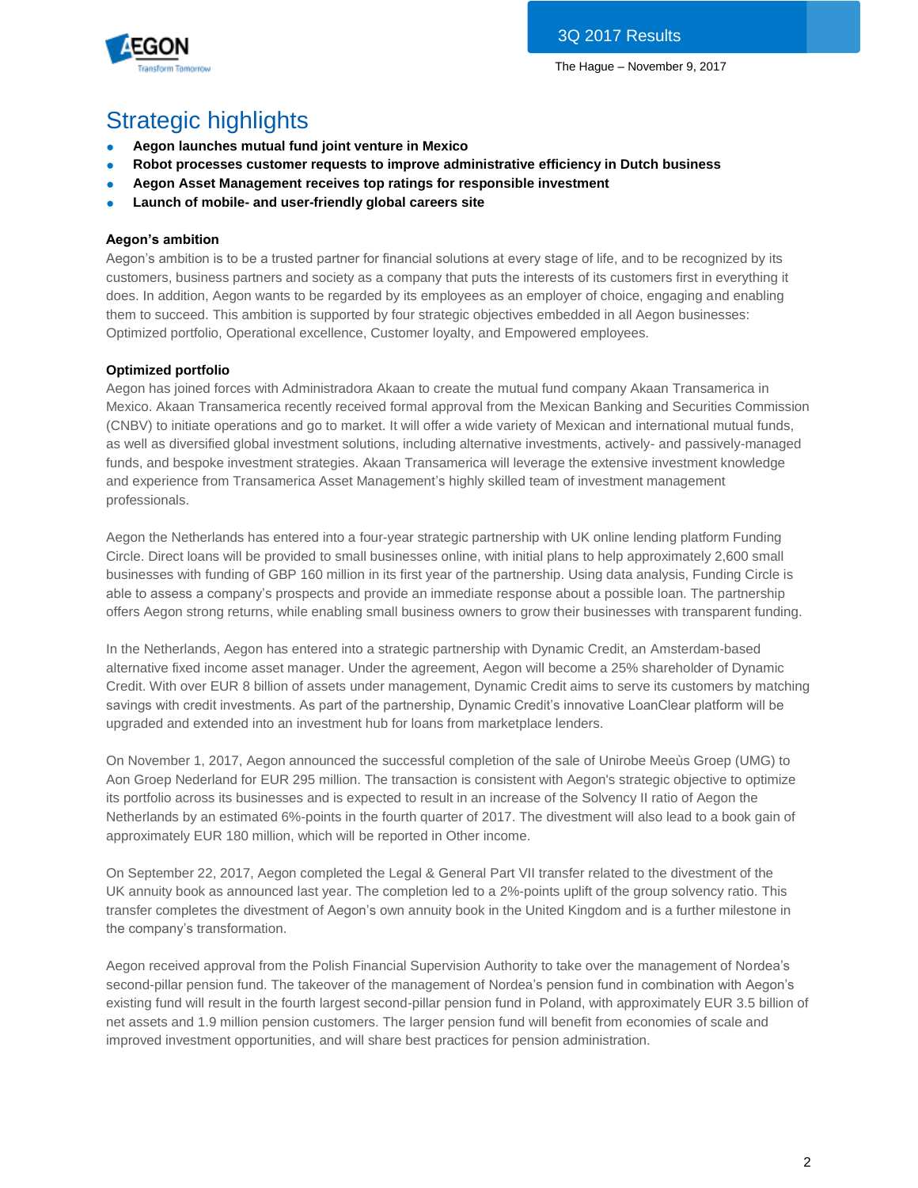## Strategic highlights

- **Aegon launches mutual fund joint venture in Mexico**
- **Robot processes customer requests to improve administrative efficiency in Dutch business**
- **Aegon Asset Management receives top ratings for responsible investment**
- **Launch of mobile- and user-friendly global careers site**

### Aegon's ambition

Aegon's ambition is to be a trusted partner for financial solutions at every stage of life, and to be recognized by its customers, business partners and society as a company that puts the interests of its customers first in everything it does. In addition, Aegon wants to be regarded by its employees as an employer of choice, engaging and enabling them to succeed. This ambition is supported by four strategic objectives embedded in all Aegon businesses: Optimized portfolio, Operational excellence, Customer loyalty, and Empowered employees.

### Optimized portfolio

Aegon has joined forces with Administradora Akaan to create the mutual fund company Akaan Transamerica in Mexico. Akaan Transamerica recently received formal approval from the Mexican Banking and Securities Commission (CNBV) to initiate operations and go to market. It will offer a wide variety of Mexican and international mutual funds, as well as diversified global investment solutions, including alternative investments, actively- and passively-managed funds, and bespoke investment strategies. Akaan Transamerica will leverage the extensive investment knowledge and experience from Transamerica Asset Management's highly skilled team of investment management professionals.

Aegon the Netherlands has entered into a four-year strategic partnership with UK online lending platform Funding Circle. Direct loans will be provided to small businesses online, with initial plans to help approximately 2,600 small businesses with funding of GBP 160 million in its first year of the partnership. Using data analysis, Funding Circle is able to assess a company's prospects and provide an immediate response about a possible loan. The partnership offers Aegon strong returns, while enabling small business owners to grow their businesses with transparent funding.

In the Netherlands, Aegon has entered into a strategic partnership with Dynamic Credit, an Amsterdam-based alternative fixed income asset manager. Under the agreement, Aegon will become a 25% shareholder of Dynamic Credit. With over EUR 8 billion of assets under management, Dynamic Credit aims to serve its customers by matching savings with credit investments. As part of the partnership, Dynamic Credit's innovative LoanClear platform will be upgraded and extended into an investment hub for loans from marketplace lenders.

On November 1, 2017, Aegon announced the successful completion of the sale of Unirobe Meeùs Groep (UMG) to Aon Groep Nederland for EUR 295 million. The transaction is consistent with Aegon's strategic objective to optimize its portfolio across its businesses and is expected to result in an increase of the Solvency II ratio of Aegon the Netherlands by an estimated 6%-points in the fourth quarter of 2017. The divestment will also lead to a book gain of approximately EUR 180 million, which will be reported in Other income.

On September 22, 2017, Aegon completed the Legal & General Part VII transfer related to the divestment of the UK annuity book as announced last year. The completion led to a 2%-points uplift of the group solvency ratio. This transfer completes the divestment of Aegon's own annuity book in the United Kingdom and is a further milestone in the company's transformation.

Aegon received approval from the Polish Financial Supervision Authority to take over the management of Nordea's second-pillar pension fund. The takeover of the management of Nordea's pension fund in combination with Aegon's existing fund will result in the fourth largest second-pillar pension fund in Poland, with approximately EUR 3.5 billion of net assets and 1.9 million pension customers. The larger pension fund will benefit from economies of scale and improved investment opportunities, and will share best practices for pension administration.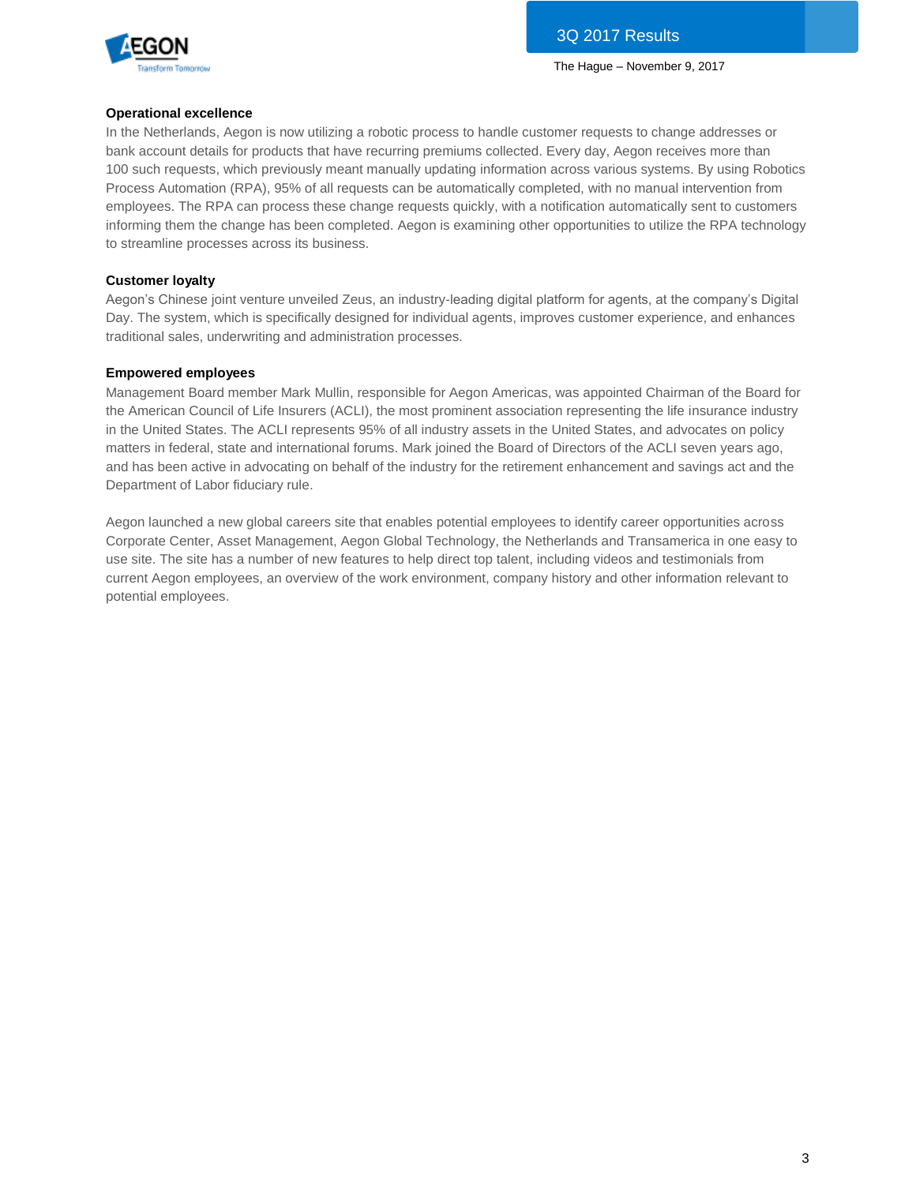**Operational excellence**

In the Netherlands, Aegon is now utilizing a robotic process to handle customer requests to change addresses or bank account details for products that have recurring premiums collected. Every day, Aegon receives more than 100 such requests, which previously meant manually updating information across various systems. By using Robotics Process Automation (RPA), 95% of all requests can be automatically completed, with no manual intervention from employees. The RPA can process these change requests quickly, with a notification automatically sent to customers informing them the change has been completed. Aegon is examining other opportunities to utilize the RPA technology to streamline processes across its business.

**Customer loyalty**

Aegon's Chinese joint venture unveiled Zeus, an industry-leading digital platform for agents, at the company's Digital Day. The system, which is specifically designed for individual agents, improves customer experience, and enhances traditional sales, underwriting and administration processes.

**Empowered employees**

Management Board member Mark Mullin, responsible for Aegon Americas, was appointed Chairman of the Board for the American Council of Life Insurers (ACLI), the most prominent association representing the life insurance industry in the United States. The ACLI represents 95% of all industry assets in the United States, and advocates on policy matters in federal, state and international forums. Mark joined the Board of Directors of the ACLI seven years ago, and has been active in advocating on behalf of the industry for the retirement enhancement and savings act and the Department of Labor fiduciary rule.

Aegon launched a new global careers site that enables potential employees to identify career opportunities across Corporate Center, Asset Management, Aegon Global Technology, the Netherlands and Transamerica in one easy to use site. The site has a number of new features to help direct top talent, including videos and testimonials from current Aegon employees, an overview of the work environment, company history and other information relevant to potential employees.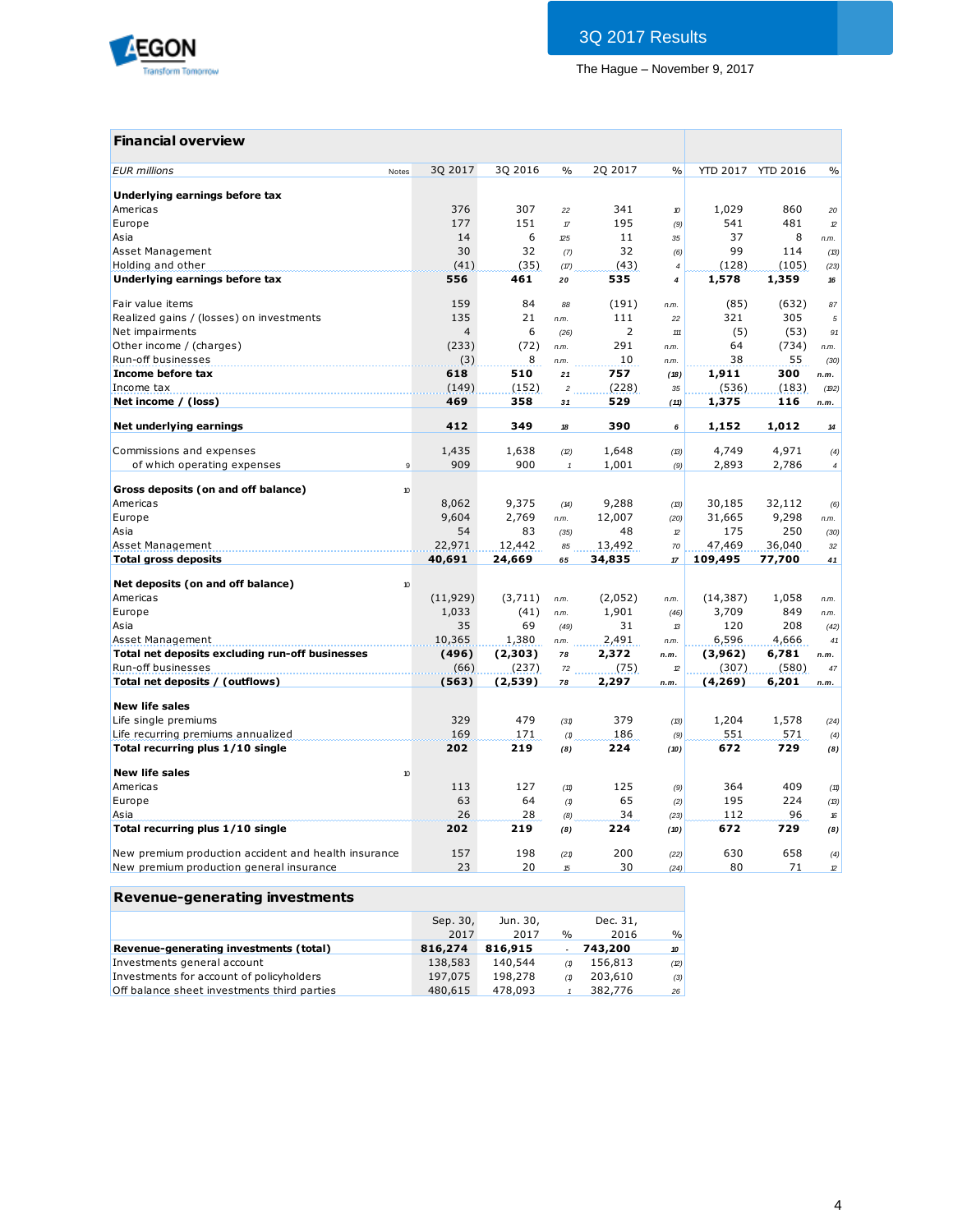3Q 2017 Results

The Hague – November 9, 2017

## Financial overview

| EUR millions | Notes | 3Q 2017 | 3Q 2016 | % | 2Q 2017 | % | YTD 2017 | YTD 2016 | % |
|---|---|---|---|---|---|---|---|---|---|
| **Underlying earnings before tax** | | | | | | | | | |
| Americas | | 376 | 307 | 22 | 341 | 10 | 1,029 | 860 | 20 |
| Europe | | 177 | 151 | 17 | 195 | (9) | 541 | 481 | 12 |
| Asia | | 14 | 6 | 125 | 11 | 35 | 37 | 8 | n.m. |
| Asset Management | | 30 | 32 | (7) | 32 | (6) | 99 | 114 | (13) |
| Holding and other | | (41) | (35) | (17) | (43) | 4 | (128) | (105) | (23) |
| **Underlying earnings before tax** | | **556** | **461** | **20** | **535** | **4** | **1,578** | **1,359** | **16** |
| | | | | | | | | | |
| Fair value items | | 159 | 84 | 88 | (191) | n.m. | (85) | (632) | 87 |
| Realized gains / (losses) on investments | | 135 | 21 | n.m. | 111 | 22 | 321 | 305 | 5 |
| Net impairments | | 4 | 6 | (26) | 2 | 111 | (5) | (53) | 91 |
| Other income / (charges) | | (233) | (72) | n.m. | 291 | n.m. | 64 | (734) | n.m. |
| Run-off businesses | | (3) | 8 | n.m. | 10 | n.m. | 38 | 55 | (30) |
| **Income before tax** | | **618** | **510** | **21** | **757** | **(18)** | **1,911** | **300** | **n.m.** |
| Income tax | | (149) | (152) | 2 | (228) | 35 | (536) | (183) | (192) |
| **Net income / (loss)** | | **469** | **358** | **31** | **529** | **(11)** | **1,375** | **116** | **n.m.** |
| | | | | | | | | | |
| **Net underlying earnings** | | **412** | **349** | **18** | **390** | **6** | **1,152** | **1,012** | **14** |
| | | | | | | | | | |
| Commissions and expenses | | 1,435 | 1,638 | (12) | 1,648 | (13) | 4,749 | 4,971 | (4) |
| of which operating expenses | 9 | 909 | 900 | 1 | 1,001 | (9) | 2,893 | 2,786 | 4 |
| | | | | | | | | | |
| **Gross deposits (on and off balance)** | 10 | | | | | | | | |
| Americas | | 8,062 | 9,375 | (14) | 9,288 | (13) | 30,185 | 32,112 | (6) |
| Europe | | 9,604 | 2,769 | n.m. | 12,007 | (20) | 31,665 | 9,298 | n.m. |
| Asia | | 54 | 83 | (35) | 48 | 12 | 175 | 250 | (30) |
| Asset Management | | 22,971 | 12,442 | 85 | 13,492 | 70 | 47,469 | 36,040 | 32 |
| **Total gross deposits** | | **40,691** | **24,669** | **65** | **34,835** | **17** | **109,495** | **77,700** | **41** |
| | | | | | | | | | |
| **Net deposits (on and off balance)** | 10 | | | | | | | | |
| Americas | | (11,929) | (3,711) | n.m. | (2,052) | n.m. | (14,387) | 1,058 | n.m. |
| Europe | | 1,033 | (41) | n.m. | 1,901 | (46) | 3,709 | 849 | n.m. |
| Asia | | 35 | 69 | (49) | 31 | 13 | 120 | 208 | (42) |
| Asset Management | | 10,365 | 1,380 | n.m. | 2,491 | n.m. | 6,596 | 4,666 | 41 |
| **Total net deposits excluding run-off businesses** | | **(496)** | **(2,303)** | **78** | **2,372** | **n.m.** | **(3,962)** | **6,781** | **n.m.** |
| Run-off businesses | | (66) | (237) | 72 | (75) | 12 | (307) | (580) | 47 |
| **Total net deposits / (outflows)** | | **(563)** | **(2,539)** | **78** | **2,297** | **n.m.** | **(4,269)** | **6,201** | **n.m.** |
| | | | | | | | | | |
| **New life sales** | | | | | | | | | |
| Life single premiums | | 329 | 479 | (31) | 379 | (13) | 1,204 | 1,578 | (24) |
| Life recurring premiums annualized | | 169 | 171 | (1) | 186 | (9) | 551 | 571 | (4) |
| **Total recurring plus 1/10 single** | | **202** | **219** | **(8)** | **224** | **(10)** | **672** | **729** | **(8)** |
| | | | | | | | | | |
| **New life sales** | 10 | | | | | | | | |
| Americas | | 113 | 127 | (11) | 125 | (9) | 364 | 409 | (11) |
| Europe | | 63 | 64 | (1) | 65 | (2) | 195 | 224 | (13) |
| Asia | | 26 | 28 | (8) | 34 | (23) | 112 | 96 | 16 |
| **Total recurring plus 1/10 single** | | **202** | **219** | **(8)** | **224** | **(10)** | **672** | **729** | **(8)** |
| | | | | | | | | | |
| New premium production accident and health insurance | | 157 | 198 | (21) | 200 | (22) | 630 | 658 | (4) |
| New premium production general insurance | | 23 | 20 | 15 | 30 | (24) | 80 | 71 | 12 |

## Revenue-generating investments

| | Sep. 30, 2017 | Jun. 30, 2017 | % | Dec. 31, 2016 | % |
|---|---|---|---|---|---|
| **Revenue-generating investments (total)** | **816,274** | **816,915** | - | **743,200** | **10** |
| Investments general account | 138,583 | 140,544 | (1) | 156,813 | (12) |
| Investments for account of policyholders | 197,075 | 198,278 | (1) | 203,610 | (3) |
| Off balance sheet investments third parties | 480,615 | 478,093 | 1 | 382,776 | 26 |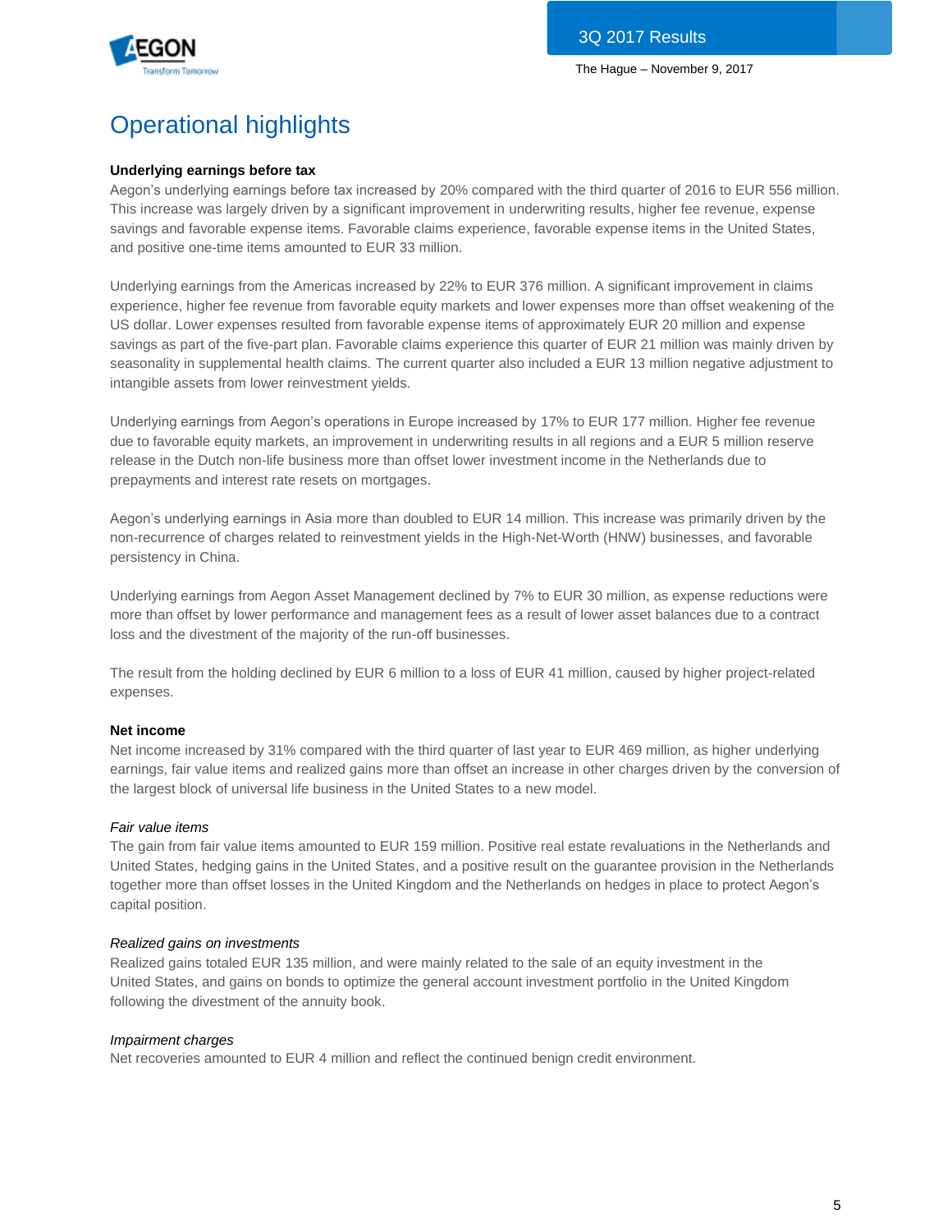# Operational highlights

**Underlying earnings before tax**

Aegon's underlying earnings before tax increased by 20% compared with the third quarter of 2016 to EUR 556 million. This increase was largely driven by a significant improvement in underwriting results, higher fee revenue, expense savings and favorable expense items. Favorable claims experience, favorable expense items in the United States, and positive one-time items amounted to EUR 33 million.

Underlying earnings from the Americas increased by 22% to EUR 376 million. A significant improvement in claims experience, higher fee revenue from favorable equity markets and lower expenses more than offset weakening of the US dollar. Lower expenses resulted from favorable expense items of approximately EUR 20 million and expense savings as part of the five-part plan. Favorable claims experience this quarter of EUR 21 million was mainly driven by seasonality in supplemental health claims. The current quarter also included a EUR 13 million negative adjustment to intangible assets from lower reinvestment yields.

Underlying earnings from Aegon's operations in Europe increased by 17% to EUR 177 million. Higher fee revenue due to favorable equity markets, an improvement in underwriting results in all regions and a EUR 5 million reserve release in the Dutch non-life business more than offset lower investment income in the Netherlands due to prepayments and interest rate resets on mortgages.

Aegon's underlying earnings in Asia more than doubled to EUR 14 million. This increase was primarily driven by the non-recurrence of charges related to reinvestment yields in the High-Net-Worth (HNW) businesses, and favorable persistency in China.

Underlying earnings from Aegon Asset Management declined by 7% to EUR 30 million, as expense reductions were more than offset by lower performance and management fees as a result of lower asset balances due to a contract loss and the divestment of the majority of the run-off businesses.

The result from the holding declined by EUR 6 million to a loss of EUR 41 million, caused by higher project-related expenses.

**Net income**

Net income increased by 31% compared with the third quarter of last year to EUR 469 million, as higher underlying earnings, fair value items and realized gains more than offset an increase in other charges driven by the conversion of the largest block of universal life business in the United States to a new model.

*Fair value items*

The gain from fair value items amounted to EUR 159 million. Positive real estate revaluations in the Netherlands and United States, hedging gains in the United States, and a positive result on the guarantee provision in the Netherlands together more than offset losses in the United Kingdom and the Netherlands on hedges in place to protect Aegon's capital position.

*Realized gains on investments*

Realized gains totaled EUR 135 million, and were mainly related to the sale of an equity investment in the United States, and gains on bonds to optimize the general account investment portfolio in the United Kingdom following the divestment of the annuity book.

*Impairment charges*

Net recoveries amounted to EUR 4 million and reflect the continued benign credit environment.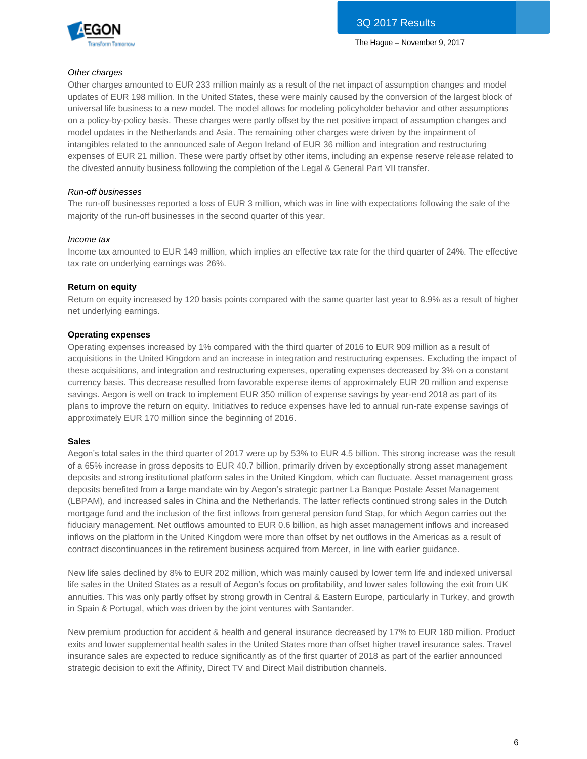*Other charges*

Other charges amounted to EUR 233 million mainly as a result of the net impact of assumption changes and model updates of EUR 198 million. In the United States, these were mainly caused by the conversion of the largest block of universal life business to a new model. The model allows for modeling policyholder behavior and other assumptions on a policy-by-policy basis. These charges were partly offset by the net positive impact of assumption changes and model updates in the Netherlands and Asia. The remaining other charges were driven by the impairment of intangibles related to the announced sale of Aegon Ireland of EUR 36 million and integration and restructuring expenses of EUR 21 million. These were partly offset by other items, including an expense reserve release related to the divested annuity business following the completion of the Legal & General Part VII transfer.

*Run-off businesses*

The run-off businesses reported a loss of EUR 3 million, which was in line with expectations following the sale of the majority of the run-off businesses in the second quarter of this year.

*Income tax*

Income tax amounted to EUR 149 million, which implies an effective tax rate for the third quarter of 24%. The effective tax rate on underlying earnings was 26%.

**Return on equity**

Return on equity increased by 120 basis points compared with the same quarter last year to 8.9% as a result of higher net underlying earnings.

**Operating expenses**

Operating expenses increased by 1% compared with the third quarter of 2016 to EUR 909 million as a result of acquisitions in the United Kingdom and an increase in integration and restructuring expenses. Excluding the impact of these acquisitions, and integration and restructuring expenses, operating expenses decreased by 3% on a constant currency basis. This decrease resulted from favorable expense items of approximately EUR 20 million and expense savings. Aegon is well on track to implement EUR 350 million of expense savings by year-end 2018 as part of its plans to improve the return on equity. Initiatives to reduce expenses have led to annual run-rate expense savings of approximately EUR 170 million since the beginning of 2016.

**Sales**

Aegon's total sales in the third quarter of 2017 were up by 53% to EUR 4.5 billion. This strong increase was the result of a 65% increase in gross deposits to EUR 40.7 billion, primarily driven by exceptionally strong asset management deposits and strong institutional platform sales in the United Kingdom, which can fluctuate. Asset management gross deposits benefited from a large mandate win by Aegon's strategic partner La Banque Postale Asset Management (LBPAM), and increased sales in China and the Netherlands. The latter reflects continued strong sales in the Dutch mortgage fund and the inclusion of the first inflows from general pension fund Stap, for which Aegon carries out the fiduciary management. Net outflows amounted to EUR 0.6 billion, as high asset management inflows and increased inflows on the platform in the United Kingdom were more than offset by net outflows in the Americas as a result of contract discontinuances in the retirement business acquired from Mercer, in line with earlier guidance.

New life sales declined by 8% to EUR 202 million, which was mainly caused by lower term life and indexed universal life sales in the United States as a result of Aegon's focus on profitability, and lower sales following the exit from UK annuities. This was only partly offset by strong growth in Central & Eastern Europe, particularly in Turkey, and growth in Spain & Portugal, which was driven by the joint ventures with Santander.

New premium production for accident & health and general insurance decreased by 17% to EUR 180 million. Product exits and lower supplemental health sales in the United States more than offset higher travel insurance sales. Travel insurance sales are expected to reduce significantly as of the first quarter of 2018 as part of the earlier announced strategic decision to exit the Affinity, Direct TV and Direct Mail distribution channels.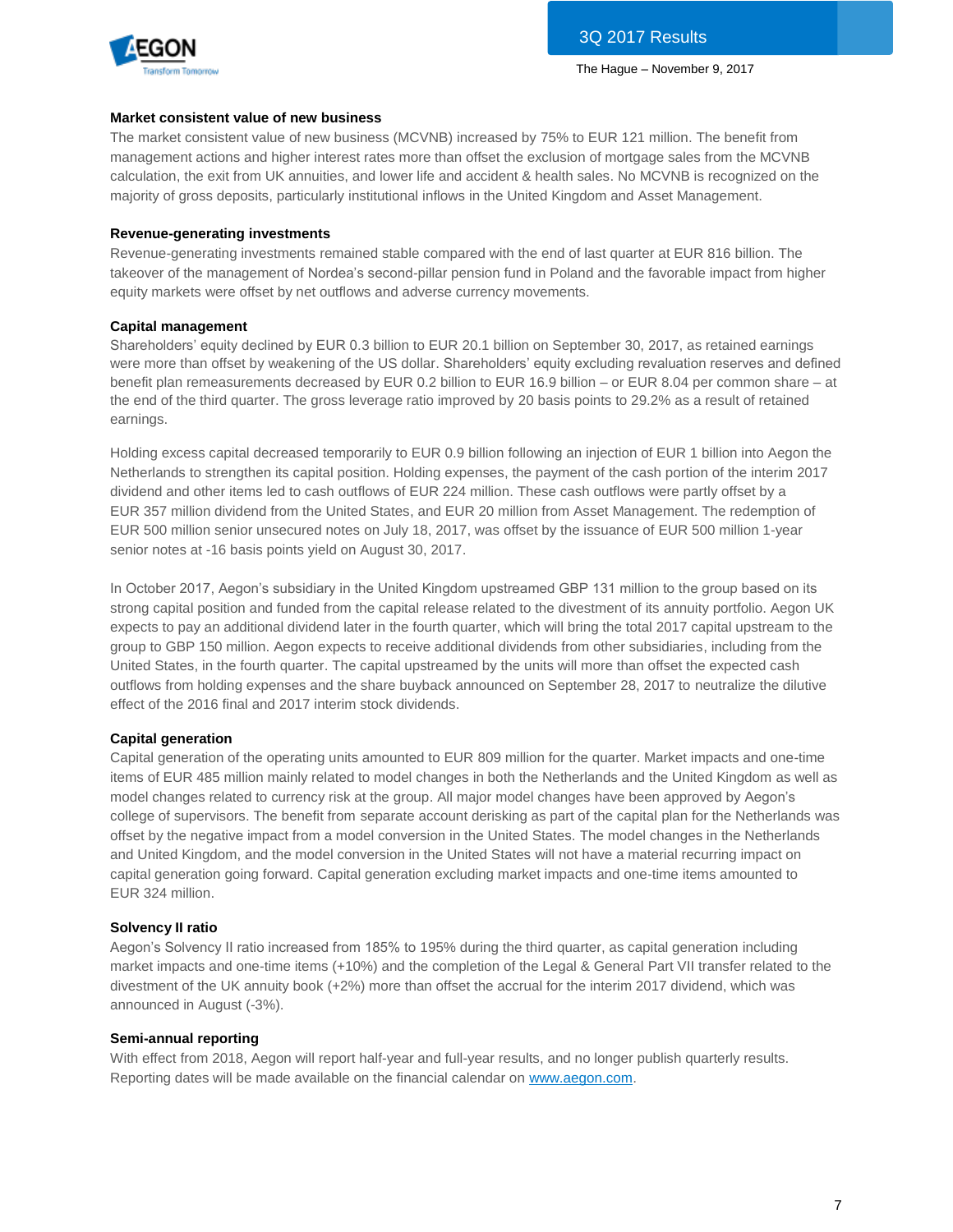**Market consistent value of new business**

The market consistent value of new business (MCVNB) increased by 75% to EUR 121 million. The benefit from management actions and higher interest rates more than offset the exclusion of mortgage sales from the MCVNB calculation, the exit from UK annuities, and lower life and accident & health sales. No MCVNB is recognized on the majority of gross deposits, particularly institutional inflows in the United Kingdom and Asset Management.

**Revenue-generating investments**

Revenue-generating investments remained stable compared with the end of last quarter at EUR 816 billion. The takeover of the management of Nordea's second-pillar pension fund in Poland and the favorable impact from higher equity markets were offset by net outflows and adverse currency movements.

**Capital management**

Shareholders' equity declined by EUR 0.3 billion to EUR 20.1 billion on September 30, 2017, as retained earnings were more than offset by weakening of the US dollar. Shareholders' equity excluding revaluation reserves and defined benefit plan remeasurements decreased by EUR 0.2 billion to EUR 16.9 billion – or EUR 8.04 per common share – at the end of the third quarter. The gross leverage ratio improved by 20 basis points to 29.2% as a result of retained earnings.

Holding excess capital decreased temporarily to EUR 0.9 billion following an injection of EUR 1 billion into Aegon the Netherlands to strengthen its capital position. Holding expenses, the payment of the cash portion of the interim 2017 dividend and other items led to cash outflows of EUR 224 million. These cash outflows were partly offset by a EUR 357 million dividend from the United States, and EUR 20 million from Asset Management. The redemption of EUR 500 million senior unsecured notes on July 18, 2017, was offset by the issuance of EUR 500 million 1-year senior notes at -16 basis points yield on August 30, 2017.

In October 2017, Aegon's subsidiary in the United Kingdom upstreamed GBP 131 million to the group based on its strong capital position and funded from the capital release related to the divestment of its annuity portfolio. Aegon UK expects to pay an additional dividend later in the fourth quarter, which will bring the total 2017 capital upstream to the group to GBP 150 million. Aegon expects to receive additional dividends from other subsidiaries, including from the United States, in the fourth quarter. The capital upstreamed by the units will more than offset the expected cash outflows from holding expenses and the share buyback announced on September 28, 2017 to neutralize the dilutive effect of the 2016 final and 2017 interim stock dividends.

**Capital generation**

Capital generation of the operating units amounted to EUR 809 million for the quarter. Market impacts and one-time items of EUR 485 million mainly related to model changes in both the Netherlands and the United Kingdom as well as model changes related to currency risk at the group. All major model changes have been approved by Aegon's college of supervisors. The benefit from separate account derisking as part of the capital plan for the Netherlands was offset by the negative impact from a model conversion in the United States. The model changes in the Netherlands and United Kingdom, and the model conversion in the United States will not have a material recurring impact on capital generation going forward. Capital generation excluding market impacts and one-time items amounted to EUR 324 million.

**Solvency II ratio**

Aegon's Solvency II ratio increased from 185% to 195% during the third quarter, as capital generation including market impacts and one-time items (+10%) and the completion of the Legal & General Part VII transfer related to the divestment of the UK annuity book (+2%) more than offset the accrual for the interim 2017 dividend, which was announced in August (-3%).

**Semi-annual reporting**

With effect from 2018, Aegon will report half-year and full-year results, and no longer publish quarterly results. Reporting dates will be made available on the financial calendar on www.aegon.com.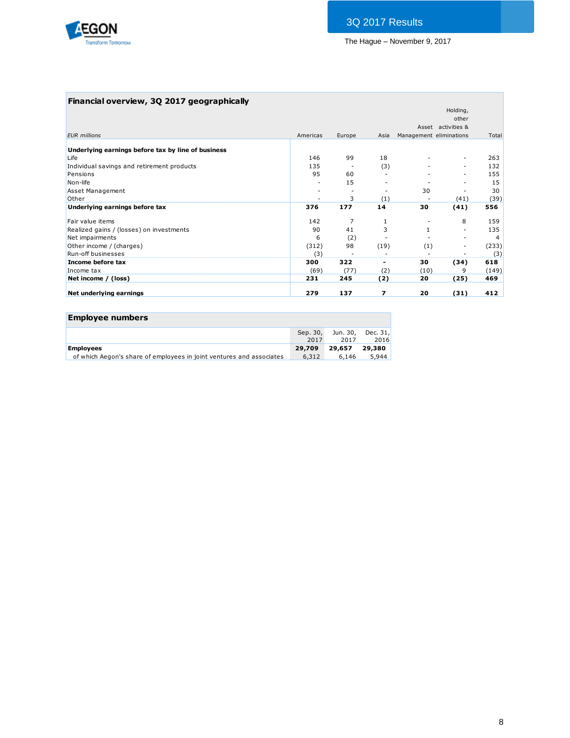## Financial overview, 3Q 2017 geographically

| *EUR millions* | Americas | Europe | Asia | Asset Management | Holding, other activities & eliminations | Total |
|---|---|---|---|---|---|---|
| **Underlying earnings before tax by line of business** | | | | | | |
| Life | 146 | 99 | 18 | - | - | 263 |
| Individual savings and retirement products | 135 | - | (3) | - | - | 132 |
| Pensions | 95 | 60 | - | - | - | 155 |
| Non-life | - | 15 | - | - | - | 15 |
| Asset Management | - | - | - | 30 | - | 30 |
| Other | - | 3 | (1) | - | (41) | (39) |
| **Underlying earnings before tax** | **376** | **177** | **14** | **30** | **(41)** | **556** |
| Fair value items | 142 | 7 | 1 | - | 8 | 159 |
| Realized gains / (losses) on investments | 90 | 41 | 3 | 1 | - | 135 |
| Net impairments | 6 | (2) | - | - | - | 4 |
| Other income / (charges) | (312) | 98 | (19) | (1) | - | (233) |
| Run-off businesses | (3) | - | - | - | - | (3) |
| **Income before tax** | **300** | **322** | **-** | **30** | **(34)** | **618** |
| Income tax | (69) | (77) | (2) | (10) | 9 | (149) |
| **Net income / (loss)** | **231** | **245** | **(2)** | **20** | **(25)** | **469** |
| **Net underlying earnings** | **279** | **137** | **7** | **20** | **(31)** | **412** |

## Employee numbers

| | Sep. 30, 2017 | Jun. 30, 2017 | Dec. 31, 2016 |
|---|---|---|---|
| **Employees** | **29,709** | **29,657** | **29,380** |
| of which Aegon's share of employees in joint ventures and associates | 6,312 | 6,146 | 5,944 |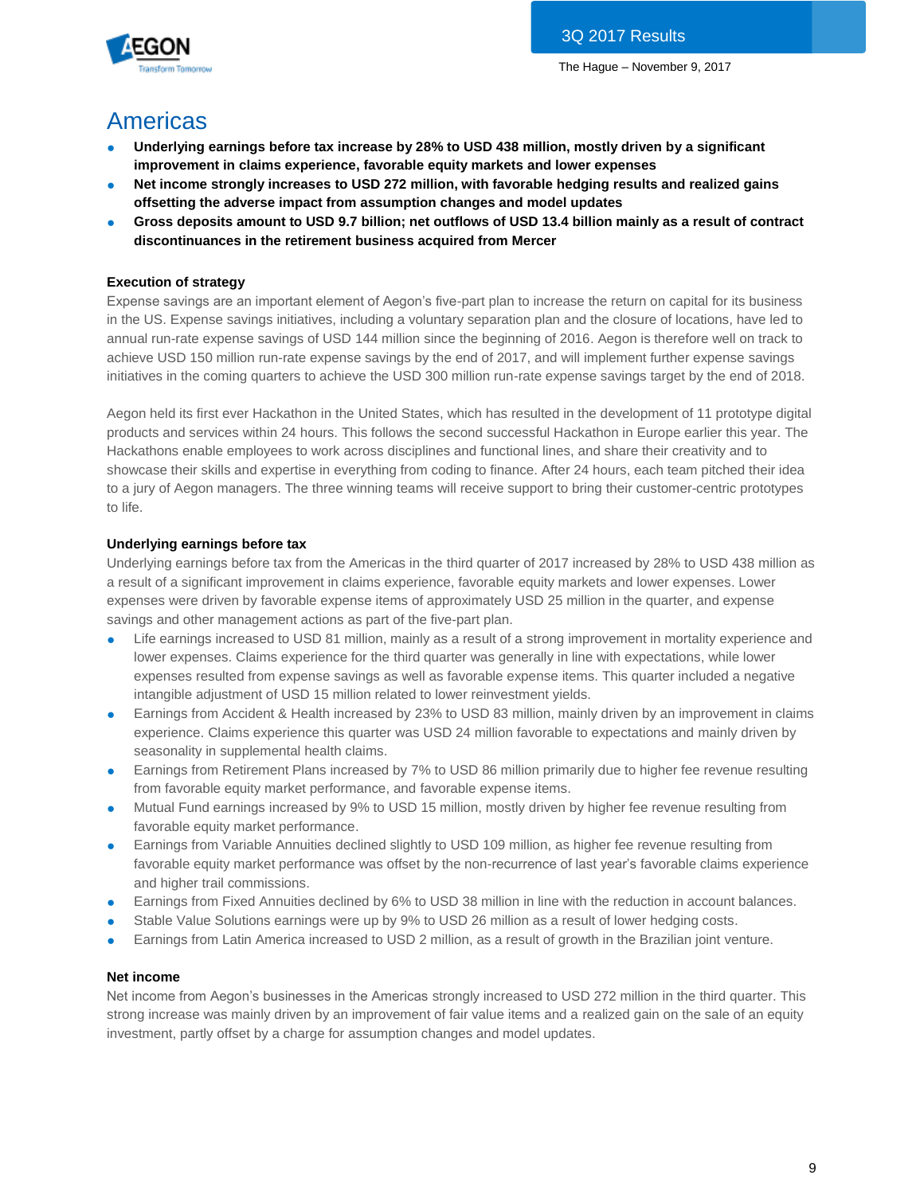## Americas

- **Underlying earnings before tax increase by 28% to USD 438 million, mostly driven by a significant improvement in claims experience, favorable equity markets and lower expenses**
- **Net income strongly increases to USD 272 million, with favorable hedging results and realized gains offsetting the adverse impact from assumption changes and model updates**
- **Gross deposits amount to USD 9.7 billion; net outflows of USD 13.4 billion mainly as a result of contract discontinuances in the retirement business acquired from Mercer**

### Execution of strategy

Expense savings are an important element of Aegon's five-part plan to increase the return on capital for its business in the US. Expense savings initiatives, including a voluntary separation plan and the closure of locations, have led to annual run-rate expense savings of USD 144 million since the beginning of 2016. Aegon is therefore well on track to achieve USD 150 million run-rate expense savings by the end of 2017, and will implement further expense savings initiatives in the coming quarters to achieve the USD 300 million run-rate expense savings target by the end of 2018.

Aegon held its first ever Hackathon in the United States, which has resulted in the development of 11 prototype digital products and services within 24 hours. This follows the second successful Hackathon in Europe earlier this year. The Hackathons enable employees to work across disciplines and functional lines, and share their creativity and to showcase their skills and expertise in everything from coding to finance. After 24 hours, each team pitched their idea to a jury of Aegon managers. The three winning teams will receive support to bring their customer-centric prototypes to life.

### Underlying earnings before tax

Underlying earnings before tax from the Americas in the third quarter of 2017 increased by 28% to USD 438 million as a result of a significant improvement in claims experience, favorable equity markets and lower expenses. Lower expenses were driven by favorable expense items of approximately USD 25 million in the quarter, and expense savings and other management actions as part of the five-part plan.

- Life earnings increased to USD 81 million, mainly as a result of a strong improvement in mortality experience and lower expenses. Claims experience for the third quarter was generally in line with expectations, while lower expenses resulted from expense savings as well as favorable expense items. This quarter included a negative intangible adjustment of USD 15 million related to lower reinvestment yields.
- Earnings from Accident & Health increased by 23% to USD 83 million, mainly driven by an improvement in claims experience. Claims experience this quarter was USD 24 million favorable to expectations and mainly driven by seasonality in supplemental health claims.
- Earnings from Retirement Plans increased by 7% to USD 86 million primarily due to higher fee revenue resulting from favorable equity market performance, and favorable expense items.
- Mutual Fund earnings increased by 9% to USD 15 million, mostly driven by higher fee revenue resulting from favorable equity market performance.
- Earnings from Variable Annuities declined slightly to USD 109 million, as higher fee revenue resulting from favorable equity market performance was offset by the non-recurrence of last year's favorable claims experience and higher trail commissions.
- Earnings from Fixed Annuities declined by 6% to USD 38 million in line with the reduction in account balances.
- Stable Value Solutions earnings were up by 9% to USD 26 million as a result of lower hedging costs.
- Earnings from Latin America increased to USD 2 million, as a result of growth in the Brazilian joint venture.

### Net income

Net income from Aegon's businesses in the Americas strongly increased to USD 272 million in the third quarter. This strong increase was mainly driven by an improvement of fair value items and a realized gain on the sale of an equity investment, partly offset by a charge for assumption changes and model updates.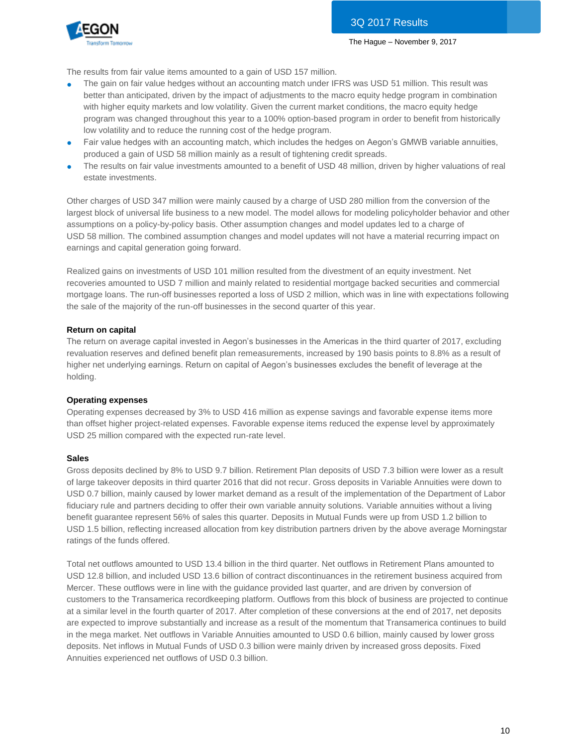The results from fair value items amounted to a gain of USD 157 million.

- The gain on fair value hedges without an accounting match under IFRS was USD 51 million. This result was better than anticipated, driven by the impact of adjustments to the macro equity hedge program in combination with higher equity markets and low volatility. Given the current market conditions, the macro equity hedge program was changed throughout this year to a 100% option-based program in order to benefit from historically low volatility and to reduce the running cost of the hedge program.
- Fair value hedges with an accounting match, which includes the hedges on Aegon's GMWB variable annuities, produced a gain of USD 58 million mainly as a result of tightening credit spreads.
- The results on fair value investments amounted to a benefit of USD 48 million, driven by higher valuations of real estate investments.

Other charges of USD 347 million were mainly caused by a charge of USD 280 million from the conversion of the largest block of universal life business to a new model. The model allows for modeling policyholder behavior and other assumptions on a policy-by-policy basis. Other assumption changes and model updates led to a charge of USD 58 million. The combined assumption changes and model updates will not have a material recurring impact on earnings and capital generation going forward.

Realized gains on investments of USD 101 million resulted from the divestment of an equity investment. Net recoveries amounted to USD 7 million and mainly related to residential mortgage backed securities and commercial mortgage loans. The run-off businesses reported a loss of USD 2 million, which was in line with expectations following the sale of the majority of the run-off businesses in the second quarter of this year.

**Return on capital**

The return on average capital invested in Aegon's businesses in the Americas in the third quarter of 2017, excluding revaluation reserves and defined benefit plan remeasurements, increased by 190 basis points to 8.8% as a result of higher net underlying earnings. Return on capital of Aegon's businesses excludes the benefit of leverage at the holding.

**Operating expenses**

Operating expenses decreased by 3% to USD 416 million as expense savings and favorable expense items more than offset higher project-related expenses. Favorable expense items reduced the expense level by approximately USD 25 million compared with the expected run-rate level.

**Sales**

Gross deposits declined by 8% to USD 9.7 billion. Retirement Plan deposits of USD 7.3 billion were lower as a result of large takeover deposits in third quarter 2016 that did not recur. Gross deposits in Variable Annuities were down to USD 0.7 billion, mainly caused by lower market demand as a result of the implementation of the Department of Labor fiduciary rule and partners deciding to offer their own variable annuity solutions. Variable annuities without a living benefit guarantee represent 56% of sales this quarter. Deposits in Mutual Funds were up from USD 1.2 billion to USD 1.5 billion, reflecting increased allocation from key distribution partners driven by the above average Morningstar ratings of the funds offered.

Total net outflows amounted to USD 13.4 billion in the third quarter. Net outflows in Retirement Plans amounted to USD 12.8 billion, and included USD 13.6 billion of contract discontinuances in the retirement business acquired from Mercer. These outflows were in line with the guidance provided last quarter, and are driven by conversion of customers to the Transamerica recordkeeping platform. Outflows from this block of business are projected to continue at a similar level in the fourth quarter of 2017. After completion of these conversions at the end of 2017, net deposits are expected to improve substantially and increase as a result of the momentum that Transamerica continues to build in the mega market. Net outflows in Variable Annuities amounted to USD 0.6 billion, mainly caused by lower gross deposits. Net inflows in Mutual Funds of USD 0.3 billion were mainly driven by increased gross deposits. Fixed Annuities experienced net outflows of USD 0.3 billion.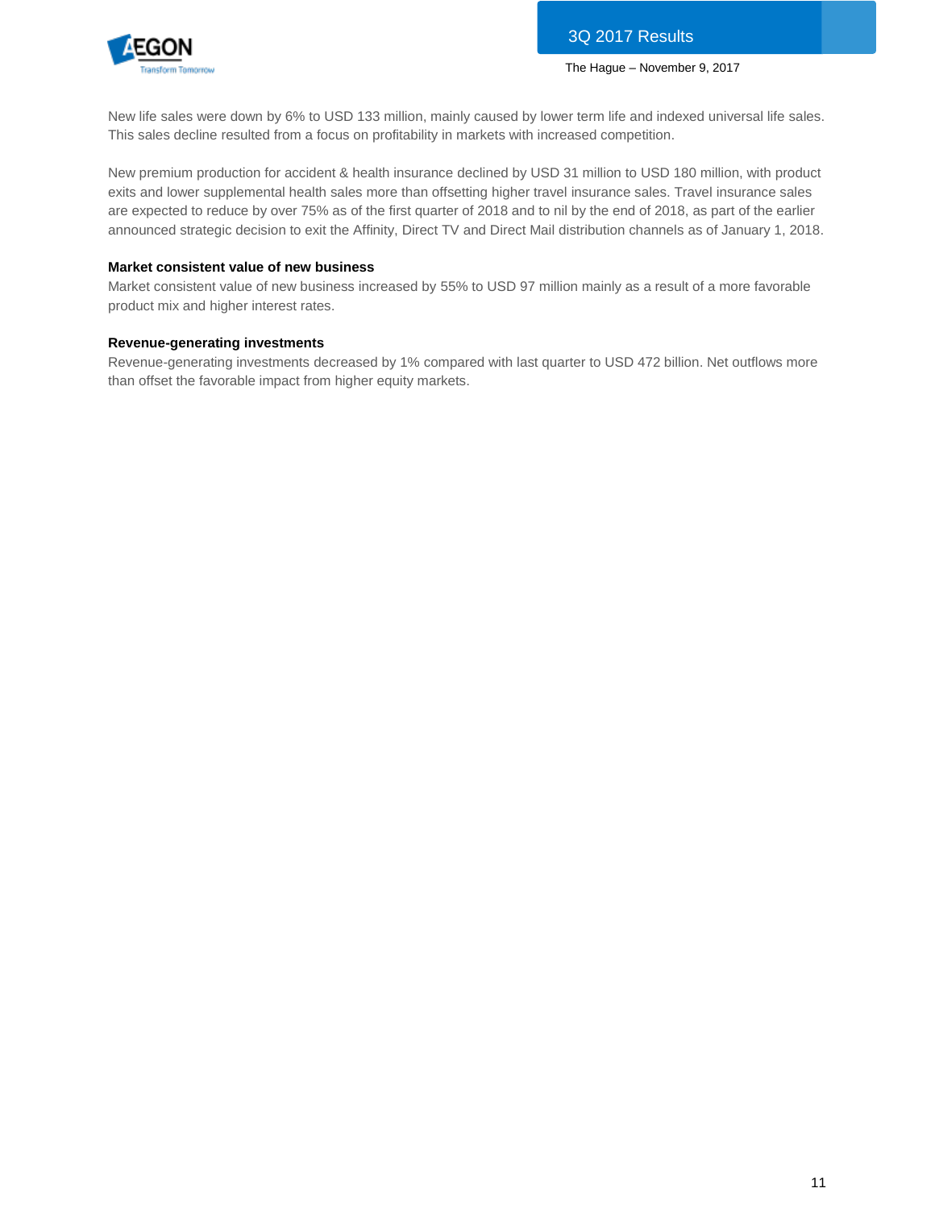New life sales were down by 6% to USD 133 million, mainly caused by lower term life and indexed universal life sales. This sales decline resulted from a focus on profitability in markets with increased competition.

New premium production for accident & health insurance declined by USD 31 million to USD 180 million, with product exits and lower supplemental health sales more than offsetting higher travel insurance sales. Travel insurance sales are expected to reduce by over 75% as of the first quarter of 2018 and to nil by the end of 2018, as part of the earlier announced strategic decision to exit the Affinity, Direct TV and Direct Mail distribution channels as of January 1, 2018.

**Market consistent value of new business**

Market consistent value of new business increased by 55% to USD 97 million mainly as a result of a more favorable product mix and higher interest rates.

**Revenue-generating investments**

Revenue-generating investments decreased by 1% compared with last quarter to USD 472 billion. Net outflows more than offset the favorable impact from higher equity markets.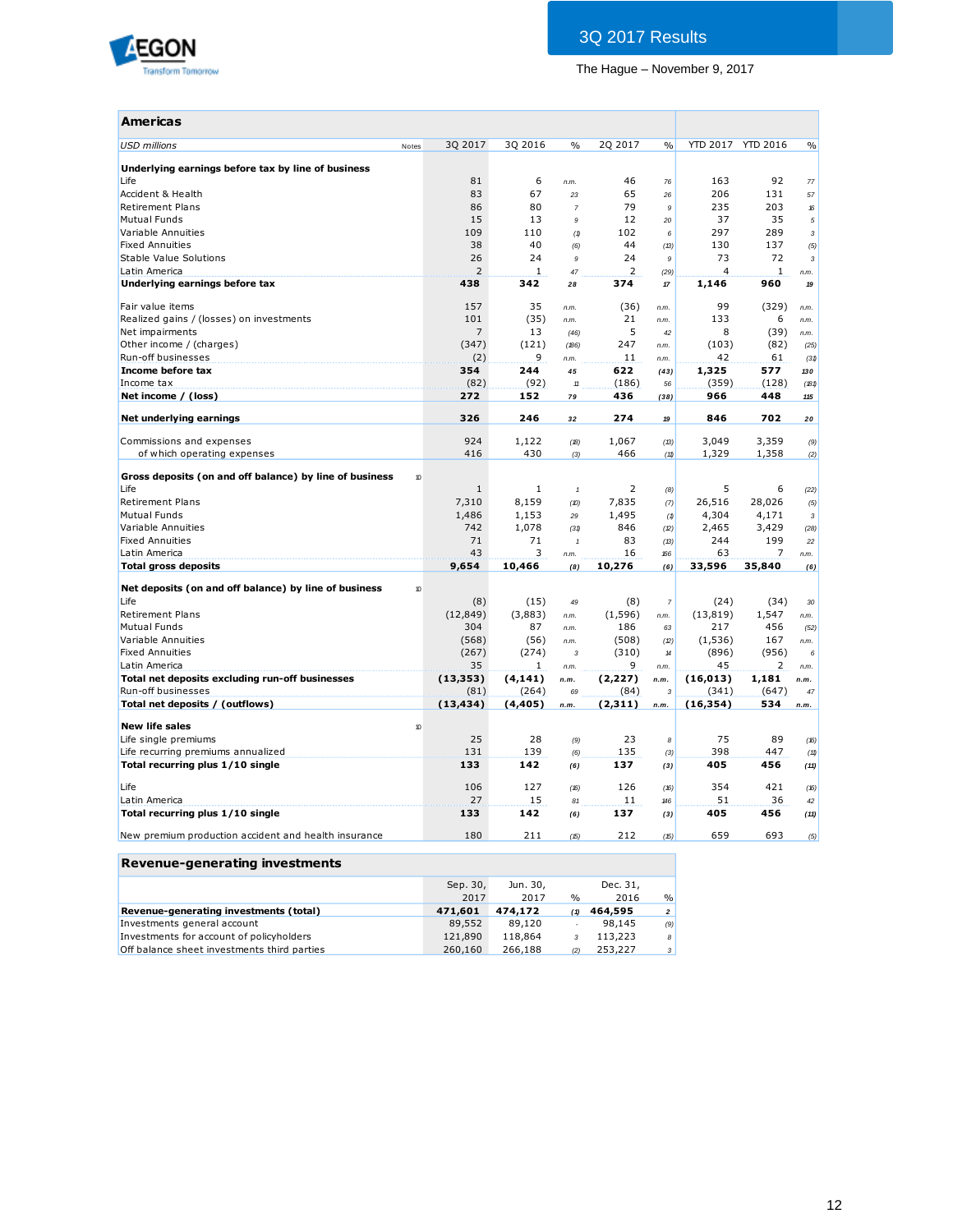3Q 2017 Results

The Hague – November 9, 2017

## Americas

| *USD millions* | Notes | 3Q 2017 | 3Q 2016 | % | 2Q 2017 | % | YTD 2017 | YTD 2016 | % |
|---|---|---|---|---|---|---|---|---|---|
| **Underlying earnings before tax by line of business** | | | | | | | | | |
| Life | | 81 | 6 | n.m. | 46 | 76 | 163 | 92 | 77 |
| Accident & Health | | 83 | 67 | 23 | 65 | 26 | 206 | 131 | 57 |
| Retirement Plans | | 86 | 80 | 7 | 79 | 9 | 235 | 203 | 16 |
| Mutual Funds | | 15 | 13 | 9 | 12 | 20 | 37 | 35 | 5 |
| Variable Annuities | | 109 | 110 | (1) | 102 | 6 | 297 | 289 | 3 |
| Fixed Annuities | | 38 | 40 | (6) | 44 | (13) | 130 | 137 | (5) |
| Stable Value Solutions | | 26 | 24 | 9 | 24 | 9 | 73 | 72 | 3 |
| Latin America | | 2 | 1 | 47 | 2 | (29) | 4 | 1 | n.m. |
| **Underlying earnings before tax** | | **438** | **342** | **28** | **374** | **17** | **1,146** | **960** | **19** |
| | | | | | | | | | |
| Fair value items | | 157 | 35 | n.m. | (36) | n.m. | 99 | (329) | n.m. |
| Realized gains / (losses) on investments | | 101 | (35) | n.m. | 21 | n.m. | 133 | 6 | n.m. |
| Net impairments | | 7 | 13 | (46) | 5 | 42 | 8 | (39) | n.m. |
| Other income / (charges) | | (347) | (121) | (186) | 247 | n.m. | (103) | (82) | (25) |
| Run-off businesses | | (2) | 9 | n.m. | 11 | n.m. | 42 | 61 | (31) |
| **Income before tax** | | **354** | **244** | **45** | **622** | **(43)** | **1,325** | **577** | **130** |
| Income tax | | (82) | (92) | 11 | (186) | 56 | (359) | (128) | (181) |
| **Net income / (loss)** | | **272** | **152** | **79** | **436** | **(38)** | **966** | **448** | **115** |
| | | | | | | | | | |
| **Net underlying earnings** | | **326** | **246** | **32** | **274** | **19** | **846** | **702** | **20** |
| | | | | | | | | | |
| Commissions and expenses | | 924 | 1,122 | (18) | 1,067 | (13) | 3,049 | 3,359 | (9) |
| of which operating expenses | | 416 | 430 | (3) | 466 | (11) | 1,329 | 1,358 | (2) |
| | | | | | | | | | |
| **Gross deposits (on and off balance) by line of business** | 10 | | | | | | | | |
| Life | | 1 | 1 | 1 | 2 | (8) | 5 | 6 | (22) |
| Retirement Plans | | 7,310 | 8,159 | (10) | 7,835 | (7) | 26,516 | 28,026 | (5) |
| Mutual Funds | | 1,486 | 1,153 | 29 | 1,495 | (1) | 4,304 | 4,171 | 3 |
| Variable Annuities | | 742 | 1,078 | (31) | 846 | (12) | 2,465 | 3,429 | (28) |
| Fixed Annuities | | 71 | 71 | 1 | 83 | (13) | 244 | 199 | 22 |
| Latin America | | 43 | 3 | n.m. | 16 | 166 | 63 | 7 | n.m. |
| **Total gross deposits** | | **9,654** | **10,466** | **(8)** | **10,276** | **(6)** | **33,596** | **35,840** | **(6)** |
| | | | | | | | | | |
| **Net deposits (on and off balance) by line of business** | 10 | | | | | | | | |
| Life | | (8) | (15) | 49 | (8) | 7 | (24) | (34) | 30 |
| Retirement Plans | | (12,849) | (3,883) | n.m. | (1,596) | n.m. | (13,819) | 1,547 | n.m. |
| Mutual Funds | | 304 | 87 | n.m. | 186 | 63 | 217 | 456 | (52) |
| Variable Annuities | | (568) | (56) | n.m. | (508) | (12) | (1,536) | 167 | n.m. |
| Fixed Annuities | | (267) | (274) | 3 | (310) | 14 | (896) | (956) | 6 |
| Latin America | | 35 | 1 | n.m. | 9 | n.m. | 45 | 2 | n.m. |
| **Total net deposits excluding run-off businesses** | | **(13,353)** | **(4,141)** | **n.m.** | **(2,227)** | **n.m.** | **(16,013)** | **1,181** | **n.m.** |
| Run-off businesses | | (81) | (264) | 69 | (84) | 3 | (341) | (647) | 47 |
| **Total net deposits / (outflows)** | | **(13,434)** | **(4,405)** | **n.m.** | **(2,311)** | **n.m.** | **(16,354)** | **534** | **n.m.** |
| | | | | | | | | | |
| **New life sales** | 10 | | | | | | | | |
| Life single premiums | | 25 | 28 | (9) | 23 | 8 | 75 | 89 | (16) |
| Life recurring premiums annualized | | 131 | 139 | (6) | 135 | (3) | 398 | 447 | (11) |
| **Total recurring plus 1/10 single** | | **133** | **142** | **(6)** | **137** | **(3)** | **405** | **456** | **(11)** |
| | | | | | | | | | |
| Life | | 106 | 127 | (16) | 126 | (16) | 354 | 421 | (16) |
| Latin America | | 27 | 15 | 81 | 11 | 146 | 51 | 36 | 42 |
| **Total recurring plus 1/10 single** | | **133** | **142** | **(6)** | **137** | **(3)** | **405** | **456** | **(11)** |
| | | | | | | | | | |
| New premium production accident and health insurance | | 180 | 211 | (15) | 212 | (15) | 659 | 693 | (5) |

## Revenue-generating investments

| | Sep. 30, 2017 | Jun. 30, 2017 | % | Dec. 31, 2016 | % |
|---|---|---|---|---|---|
| **Revenue-generating investments (total)** | **471,601** | **474,172** | **(1)** | **464,595** | **2** |
| Investments general account | 89,552 | 89,120 | - | 98,145 | (9) |
| Investments for account of policyholders | 121,890 | 118,864 | 3 | 113,223 | 8 |
| Off balance sheet investments third parties | 260,160 | 266,188 | (2) | 253,227 | 3 |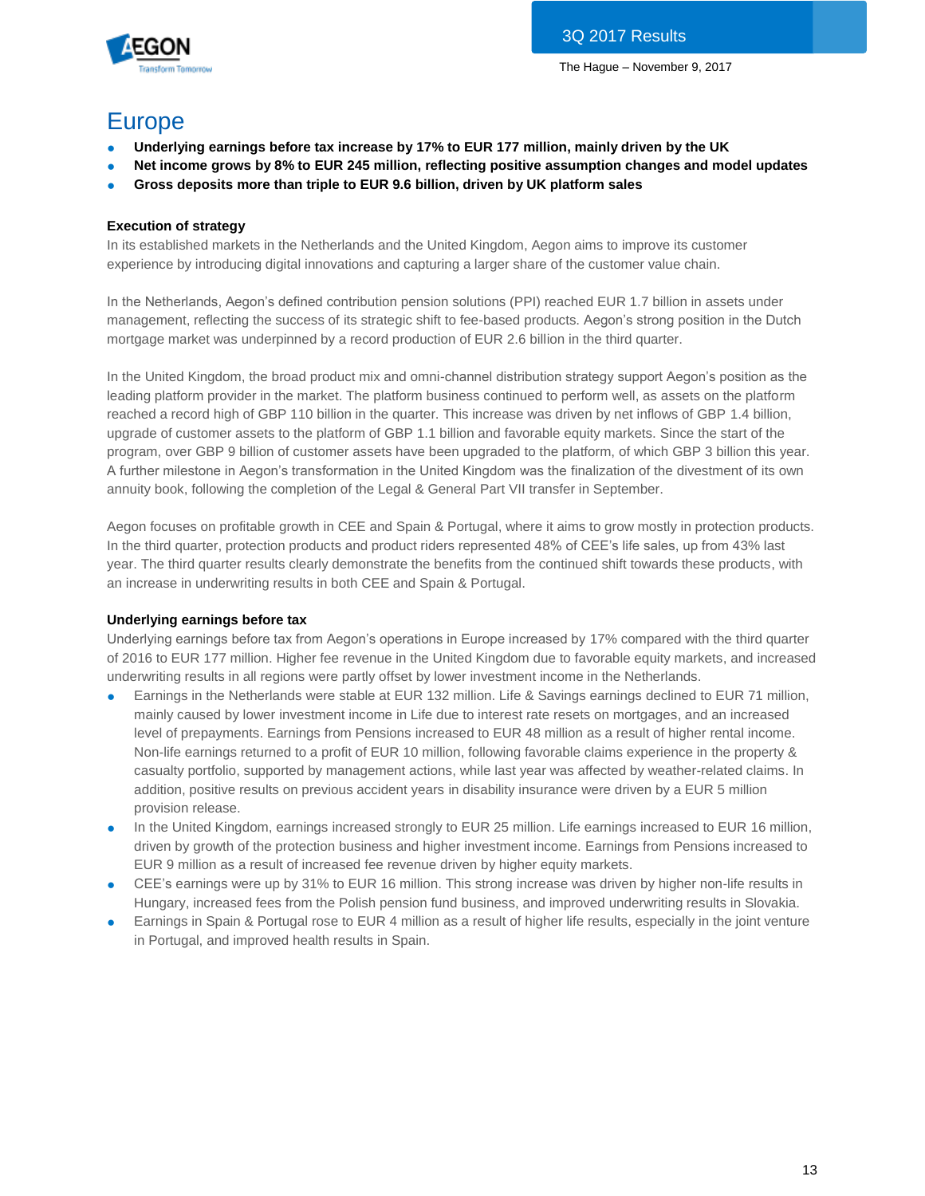# Europe

- **Underlying earnings before tax increase by 17% to EUR 177 million, mainly driven by the UK**
- **Net income grows by 8% to EUR 245 million, reflecting positive assumption changes and model updates**
- **Gross deposits more than triple to EUR 9.6 billion, driven by UK platform sales**

**Execution of strategy**

In its established markets in the Netherlands and the United Kingdom, Aegon aims to improve its customer experience by introducing digital innovations and capturing a larger share of the customer value chain.

In the Netherlands, Aegon's defined contribution pension solutions (PPI) reached EUR 1.7 billion in assets under management, reflecting the success of its strategic shift to fee-based products. Aegon's strong position in the Dutch mortgage market was underpinned by a record production of EUR 2.6 billion in the third quarter.

In the United Kingdom, the broad product mix and omni-channel distribution strategy support Aegon's position as the leading platform provider in the market. The platform business continued to perform well, as assets on the platform reached a record high of GBP 110 billion in the quarter. This increase was driven by net inflows of GBP 1.4 billion, upgrade of customer assets to the platform of GBP 1.1 billion and favorable equity markets. Since the start of the program, over GBP 9 billion of customer assets have been upgraded to the platform, of which GBP 3 billion this year. A further milestone in Aegon's transformation in the United Kingdom was the finalization of the divestment of its own annuity book, following the completion of the Legal & General Part VII transfer in September.

Aegon focuses on profitable growth in CEE and Spain & Portugal, where it aims to grow mostly in protection products. In the third quarter, protection products and product riders represented 48% of CEE's life sales, up from 43% last year. The third quarter results clearly demonstrate the benefits from the continued shift towards these products, with an increase in underwriting results in both CEE and Spain & Portugal.

**Underlying earnings before tax**

Underlying earnings before tax from Aegon's operations in Europe increased by 17% compared with the third quarter of 2016 to EUR 177 million. Higher fee revenue in the United Kingdom due to favorable equity markets, and increased underwriting results in all regions were partly offset by lower investment income in the Netherlands.

- Earnings in the Netherlands were stable at EUR 132 million. Life & Savings earnings declined to EUR 71 million, mainly caused by lower investment income in Life due to interest rate resets on mortgages, and an increased level of prepayments. Earnings from Pensions increased to EUR 48 million as a result of higher rental income. Non-life earnings returned to a profit of EUR 10 million, following favorable claims experience in the property & casualty portfolio, supported by management actions, while last year was affected by weather-related claims. In addition, positive results on previous accident years in disability insurance were driven by a EUR 5 million provision release.
- In the United Kingdom, earnings increased strongly to EUR 25 million. Life earnings increased to EUR 16 million, driven by growth of the protection business and higher investment income. Earnings from Pensions increased to EUR 9 million as a result of increased fee revenue driven by higher equity markets.
- CEE's earnings were up by 31% to EUR 16 million. This strong increase was driven by higher non-life results in Hungary, increased fees from the Polish pension fund business, and improved underwriting results in Slovakia.
- Earnings in Spain & Portugal rose to EUR 4 million as a result of higher life results, especially in the joint venture in Portugal, and improved health results in Spain.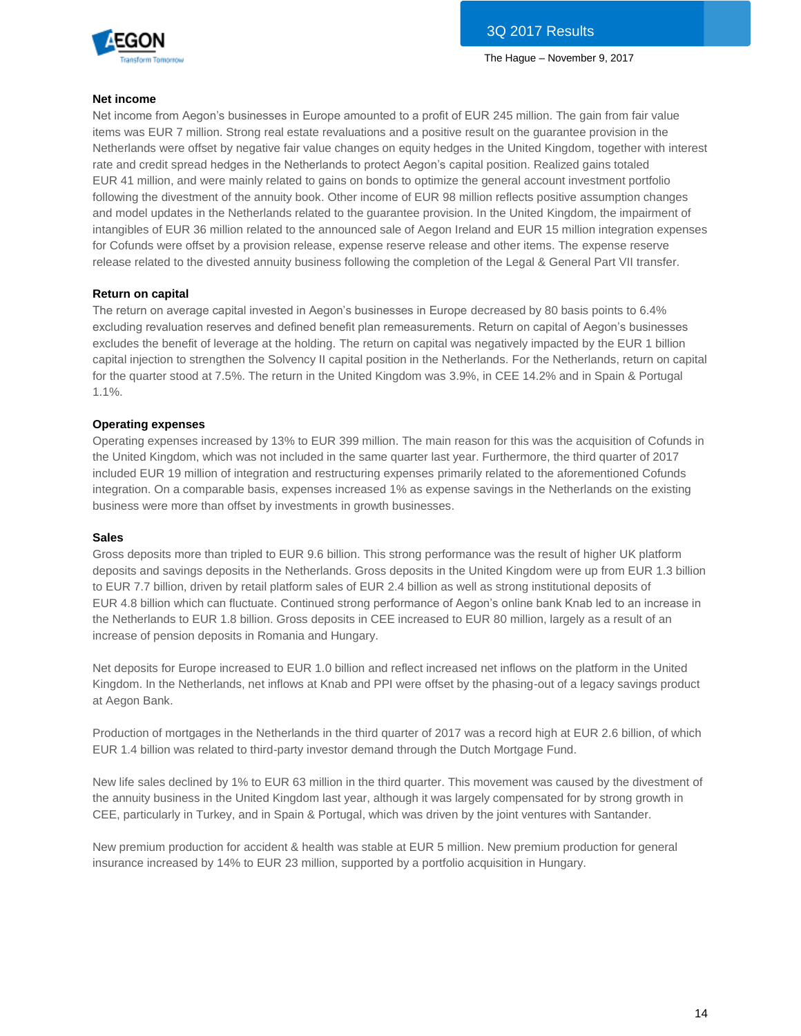**Net income**

Net income from Aegon's businesses in Europe amounted to a profit of EUR 245 million. The gain from fair value items was EUR 7 million. Strong real estate revaluations and a positive result on the guarantee provision in the Netherlands were offset by negative fair value changes on equity hedges in the United Kingdom, together with interest rate and credit spread hedges in the Netherlands to protect Aegon's capital position. Realized gains totaled EUR 41 million, and were mainly related to gains on bonds to optimize the general account investment portfolio following the divestment of the annuity book. Other income of EUR 98 million reflects positive assumption changes and model updates in the Netherlands related to the guarantee provision. In the United Kingdom, the impairment of intangibles of EUR 36 million related to the announced sale of Aegon Ireland and EUR 15 million integration expenses for Cofunds were offset by a provision release, expense reserve release and other items. The expense reserve release related to the divested annuity business following the completion of the Legal & General Part VII transfer.

**Return on capital**

The return on average capital invested in Aegon's businesses in Europe decreased by 80 basis points to 6.4% excluding revaluation reserves and defined benefit plan remeasurements. Return on capital of Aegon's businesses excludes the benefit of leverage at the holding. The return on capital was negatively impacted by the EUR 1 billion capital injection to strengthen the Solvency II capital position in the Netherlands. For the Netherlands, return on capital for the quarter stood at 7.5%. The return in the United Kingdom was 3.9%, in CEE 14.2% and in Spain & Portugal 1.1%.

**Operating expenses**

Operating expenses increased by 13% to EUR 399 million. The main reason for this was the acquisition of Cofunds in the United Kingdom, which was not included in the same quarter last year. Furthermore, the third quarter of 2017 included EUR 19 million of integration and restructuring expenses primarily related to the aforementioned Cofunds integration. On a comparable basis, expenses increased 1% as expense savings in the Netherlands on the existing business were more than offset by investments in growth businesses.

**Sales**

Gross deposits more than tripled to EUR 9.6 billion. This strong performance was the result of higher UK platform deposits and savings deposits in the Netherlands. Gross deposits in the United Kingdom were up from EUR 1.3 billion to EUR 7.7 billion, driven by retail platform sales of EUR 2.4 billion as well as strong institutional deposits of EUR 4.8 billion which can fluctuate. Continued strong performance of Aegon's online bank Knab led to an increase in the Netherlands to EUR 1.8 billion. Gross deposits in CEE increased to EUR 80 million, largely as a result of an increase of pension deposits in Romania and Hungary.

Net deposits for Europe increased to EUR 1.0 billion and reflect increased net inflows on the platform in the United Kingdom. In the Netherlands, net inflows at Knab and PPI were offset by the phasing-out of a legacy savings product at Aegon Bank.

Production of mortgages in the Netherlands in the third quarter of 2017 was a record high at EUR 2.6 billion, of which EUR 1.4 billion was related to third-party investor demand through the Dutch Mortgage Fund.

New life sales declined by 1% to EUR 63 million in the third quarter. This movement was caused by the divestment of the annuity business in the United Kingdom last year, although it was largely compensated for by strong growth in CEE, particularly in Turkey, and in Spain & Portugal, which was driven by the joint ventures with Santander.

New premium production for accident & health was stable at EUR 5 million. New premium production for general insurance increased by 14% to EUR 23 million, supported by a portfolio acquisition in Hungary.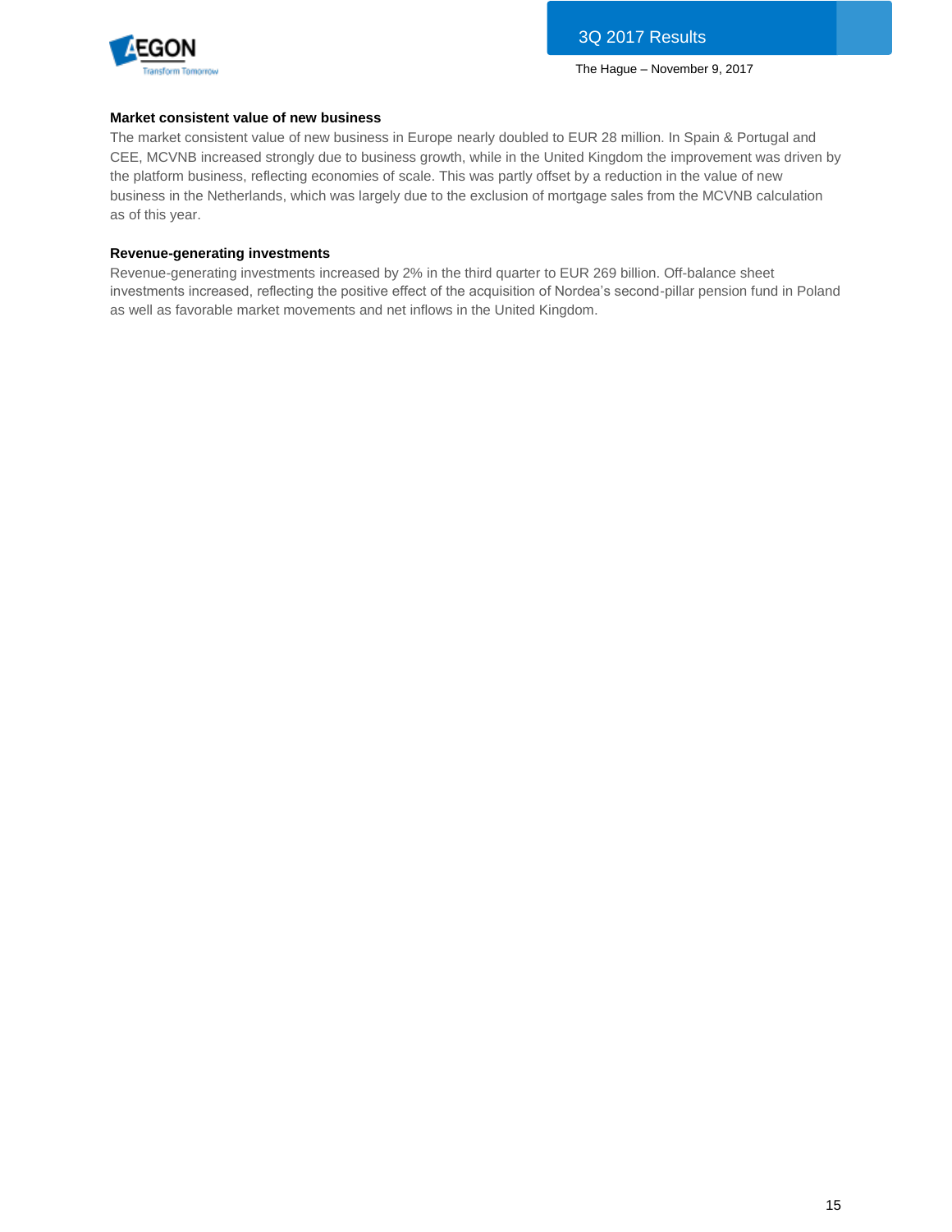**Market consistent value of new business**

The market consistent value of new business in Europe nearly doubled to EUR 28 million. In Spain & Portugal and CEE, MCVNB increased strongly due to business growth, while in the United Kingdom the improvement was driven by the platform business, reflecting economies of scale. This was partly offset by a reduction in the value of new business in the Netherlands, which was largely due to the exclusion of mortgage sales from the MCVNB calculation as of this year.

**Revenue-generating investments**

Revenue-generating investments increased by 2% in the third quarter to EUR 269 billion. Off-balance sheet investments increased, reflecting the positive effect of the acquisition of Nordea's second-pillar pension fund in Poland as well as favorable market movements and net inflows in the United Kingdom.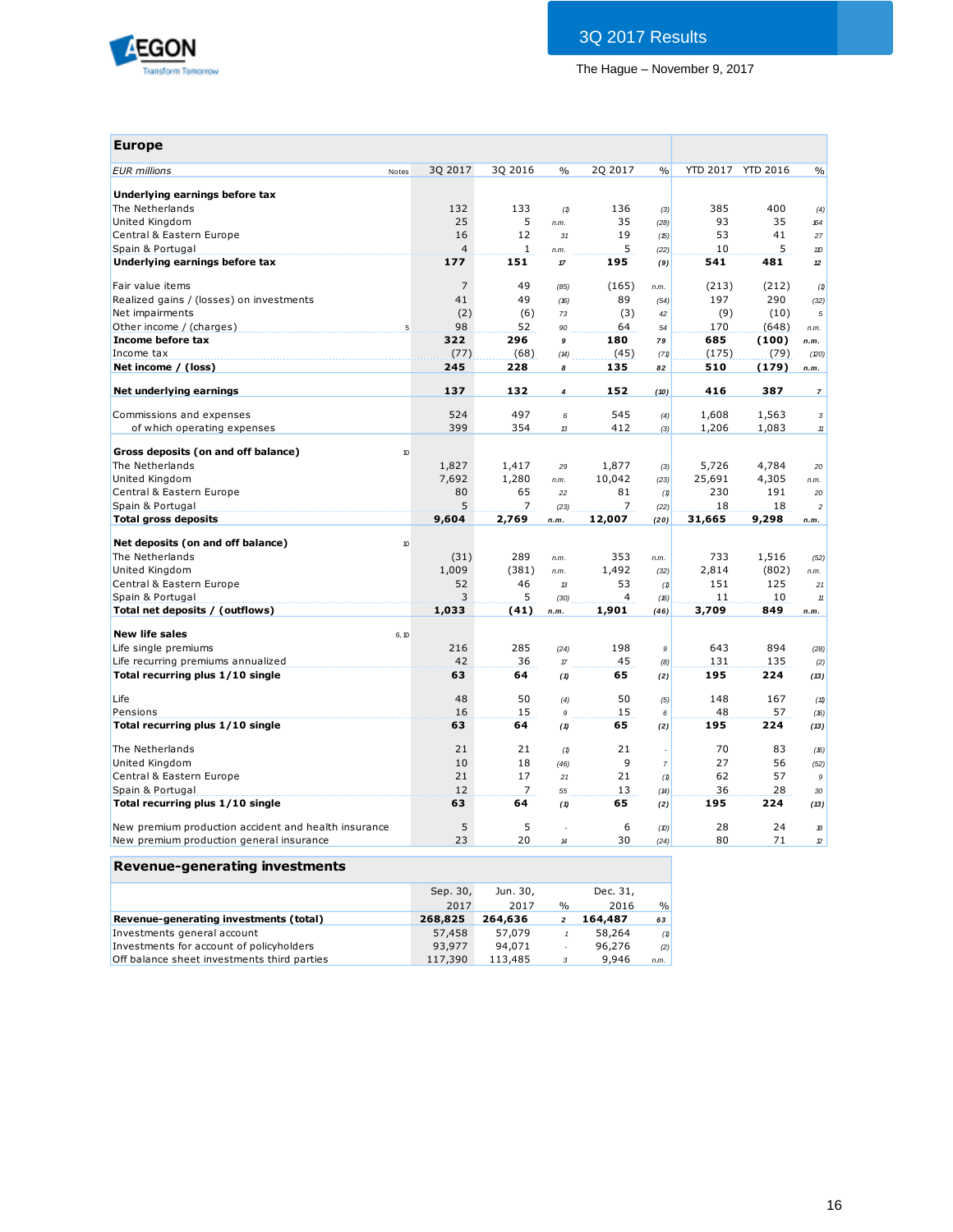## Europe

| EUR millions | Notes | 3Q 2017 | 3Q 2016 | % | 2Q 2017 | % | YTD 2017 | YTD 2016 | % |
|---|---|---|---|---|---|---|---|---|---|
| **Underlying earnings before tax** | | | | | | | | | |
| The Netherlands | | 132 | 133 | (1) | 136 | (3) | 385 | 400 | (4) |
| United Kingdom | | 25 | 5 | n.m. | 35 | (28) | 93 | 35 | 164 |
| Central & Eastern Europe | | 16 | 12 | 31 | 19 | (15) | 53 | 41 | 27 |
| Spain & Portugal | | 4 | 1 | n.m. | 5 | (22) | 10 | 5 | 110 |
| **Underlying earnings before tax** | | **177** | **151** | **17** | **195** | **(9)** | **541** | **481** | **12** |
| | | | | | | | | | |
| Fair value items | | 7 | 49 | (85) | (165) | n.m. | (213) | (212) | (1) |
| Realized gains / (losses) on investments | | 41 | 49 | (16) | 89 | (54) | 197 | 290 | (32) |
| Net impairments | | (2) | (6) | 73 | (3) | 42 | (9) | (10) | 5 |
| Other income / (charges) | 5 | 98 | 52 | 90 | 64 | 54 | 170 | (648) | n.m. |
| **Income before tax** | | **322** | **296** | **9** | **180** | **79** | **685** | **(100)** | **n.m.** |
| Income tax | | (77) | (68) | (14) | (45) | (71) | (175) | (79) | (120) |
| **Net income / (loss)** | | **245** | **228** | **8** | **135** | **82** | **510** | **(179)** | **n.m.** |
| | | | | | | | | | |
| **Net underlying earnings** | | **137** | **132** | **4** | **152** | **(10)** | **416** | **387** | **7** |
| | | | | | | | | | |
| Commissions and expenses | | 524 | 497 | 6 | 545 | (4) | 1,608 | 1,563 | 3 |
| of which operating expenses | | 399 | 354 | 13 | 412 | (3) | 1,206 | 1,083 | 11 |
| | | | | | | | | | |
| **Gross deposits (on and off balance)** | 10 | | | | | | | | |
| The Netherlands | | 1,827 | 1,417 | 29 | 1,877 | (3) | 5,726 | 4,784 | 20 |
| United Kingdom | | 7,692 | 1,280 | n.m. | 10,042 | (23) | 25,691 | 4,305 | n.m. |
| Central & Eastern Europe | | 80 | 65 | 22 | 81 | (1) | 230 | 191 | 20 |
| Spain & Portugal | | 5 | 7 | (23) | 7 | (22) | 18 | 18 | 2 |
| **Total gross deposits** | | **9,604** | **2,769** | **n.m.** | **12,007** | **(20)** | **31,665** | **9,298** | **n.m.** |
| | | | | | | | | | |
| **Net deposits (on and off balance)** | 10 | | | | | | | | |
| The Netherlands | | (31) | 289 | n.m. | 353 | n.m. | 733 | 1,516 | (52) |
| United Kingdom | | 1,009 | (381) | n.m. | 1,492 | (32) | 2,814 | (802) | n.m. |
| Central & Eastern Europe | | 52 | 46 | 13 | 53 | (1) | 151 | 125 | 21 |
| Spain & Portugal | | 3 | 5 | (30) | 4 | (15) | 11 | 10 | 11 |
| **Total net deposits / (outflows)** | | **1,033** | **(41)** | **n.m.** | **1,901** | **(46)** | **3,709** | **849** | **n.m.** |
| | | | | | | | | | |
| **New life sales** | 6, 10 | | | | | | | | |
| Life single premiums | | 216 | 285 | (24) | 198 | 9 | 643 | 894 | (28) |
| Life recurring premiums annualized | | 42 | 36 | 17 | 45 | (8) | 131 | 135 | (2) |
| **Total recurring plus 1/10 single** | | **63** | **64** | **(1)** | **65** | **(2)** | **195** | **224** | **(13)** |
| | | | | | | | | | |
| Life | | 48 | 50 | (4) | 50 | (5) | 148 | 167 | (11) |
| Pensions | | 16 | 15 | 9 | 15 | 6 | 48 | 57 | (15) |
| **Total recurring plus 1/10 single** | | **63** | **64** | **(1)** | **65** | **(2)** | **195** | **224** | **(13)** |
| | | | | | | | | | |
| The Netherlands | | 21 | 21 | (1) | 21 | - | 70 | 83 | (16) |
| United Kingdom | | 10 | 18 | (46) | 9 | 7 | 27 | 56 | (52) |
| Central & Eastern Europe | | 21 | 17 | 21 | 21 | (1) | 62 | 57 | 9 |
| Spain & Portugal | | 12 | 7 | 55 | 13 | (14) | 36 | 28 | 30 |
| **Total recurring plus 1/10 single** | | **63** | **64** | **(1)** | **65** | **(2)** | **195** | **224** | **(13)** |
| | | | | | | | | | |
| New premium production accident and health insurance | | 5 | 5 | - | 6 | (10) | 28 | 24 | 18 |
| New premium production general insurance | | 23 | 20 | 14 | 30 | (24) | 80 | 71 | 12 |

## Revenue-generating investments

| | Sep. 30, 2017 | Jun. 30, 2017 | % | Dec. 31, 2016 | % |
|---|---|---|---|---|---|
| **Revenue-generating investments (total)** | **268,825** | **264,636** | **2** | **164,487** | **63** |
| Investments general account | 57,458 | 57,079 | 1 | 58,264 | (1) |
| Investments for account of policyholders | 93,977 | 94,071 | - | 96,276 | (2) |
| Off balance sheet investments third parties | 117,390 | 113,485 | 3 | 9,946 | n.m. |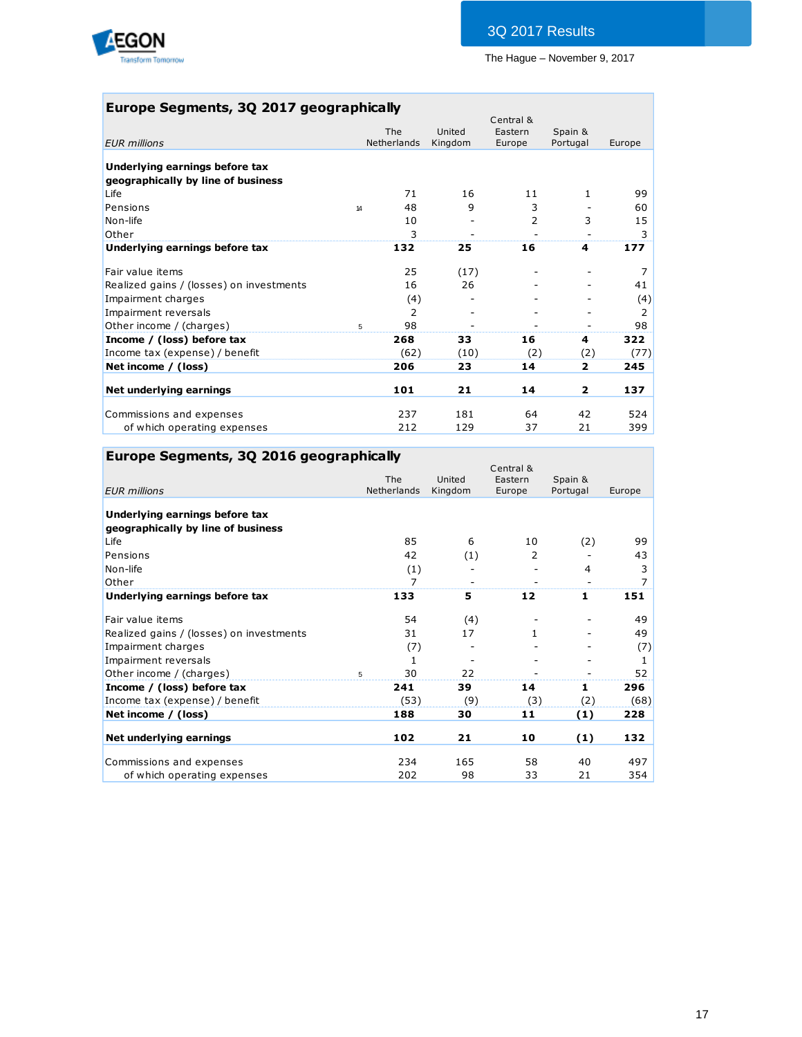## Europe Segments, 3Q 2017 geographically

| *EUR millions* | | The Netherlands | United Kingdom | Central & Eastern Europe | Spain & Portugal | Europe |
|---|---|---|---|---|---|---|
| **Underlying earnings before tax geographically by line of business** | | | | | | |
| Life | | 71 | 16 | 11 | 1 | 99 |
| Pensions | 14 | 48 | 9 | 3 | - | 60 |
| Non-life | | 10 | - | 2 | 3 | 15 |
| Other | | 3 | - | - | - | 3 |
| **Underlying earnings before tax** | | **132** | **25** | **16** | **4** | **177** |
| | | | | | | |
| Fair value items | | 25 | (17) | - | - | 7 |
| Realized gains / (losses) on investments | | 16 | 26 | - | - | 41 |
| Impairment charges | | (4) | - | - | - | (4) |
| Impairment reversals | | 2 | - | - | - | 2 |
| Other income / (charges) | 5 | 98 | - | - | - | 98 |
| **Income / (loss) before tax** | | **268** | **33** | **16** | **4** | **322** |
| Income tax (expense) / benefit | | (62) | (10) | (2) | (2) | (77) |
| **Net income / (loss)** | | **206** | **23** | **14** | **2** | **245** |
| | | | | | | |
| **Net underlying earnings** | | **101** | **21** | **14** | **2** | **137** |
| | | | | | | |
| Commissions and expenses | | 237 | 181 | 64 | 42 | 524 |
| of which operating expenses | | 212 | 129 | 37 | 21 | 399 |

## Europe Segments, 3Q 2016 geographically

| *EUR millions* | | The Netherlands | United Kingdom | Central & Eastern Europe | Spain & Portugal | Europe |
|---|---|---|---|---|---|---|
| **Underlying earnings before tax geographically by line of business** | | | | | | |
| Life | | 85 | 6 | 10 | (2) | 99 |
| Pensions | | 42 | (1) | 2 | - | 43 |
| Non-life | | (1) | - | - | 4 | 3 |
| Other | | 7 | - | - | - | 7 |
| **Underlying earnings before tax** | | **133** | **5** | **12** | **1** | **151** |
| | | | | | | |
| Fair value items | | 54 | (4) | - | - | 49 |
| Realized gains / (losses) on investments | | 31 | 17 | 1 | - | 49 |
| Impairment charges | | (7) | - | - | - | (7) |
| Impairment reversals | | 1 | - | - | - | 1 |
| Other income / (charges) | 5 | 30 | 22 | - | - | 52 |
| **Income / (loss) before tax** | | **241** | **39** | **14** | **1** | **296** |
| Income tax (expense) / benefit | | (53) | (9) | (3) | (2) | (68) |
| **Net income / (loss)** | | **188** | **30** | **11** | **(1)** | **228** |
| | | | | | | |
| **Net underlying earnings** | | **102** | **21** | **10** | **(1)** | **132** |
| | | | | | | |
| Commissions and expenses | | 234 | 165 | 58 | 40 | 497 |
| of which operating expenses | | 202 | 98 | 33 | 21 | 354 |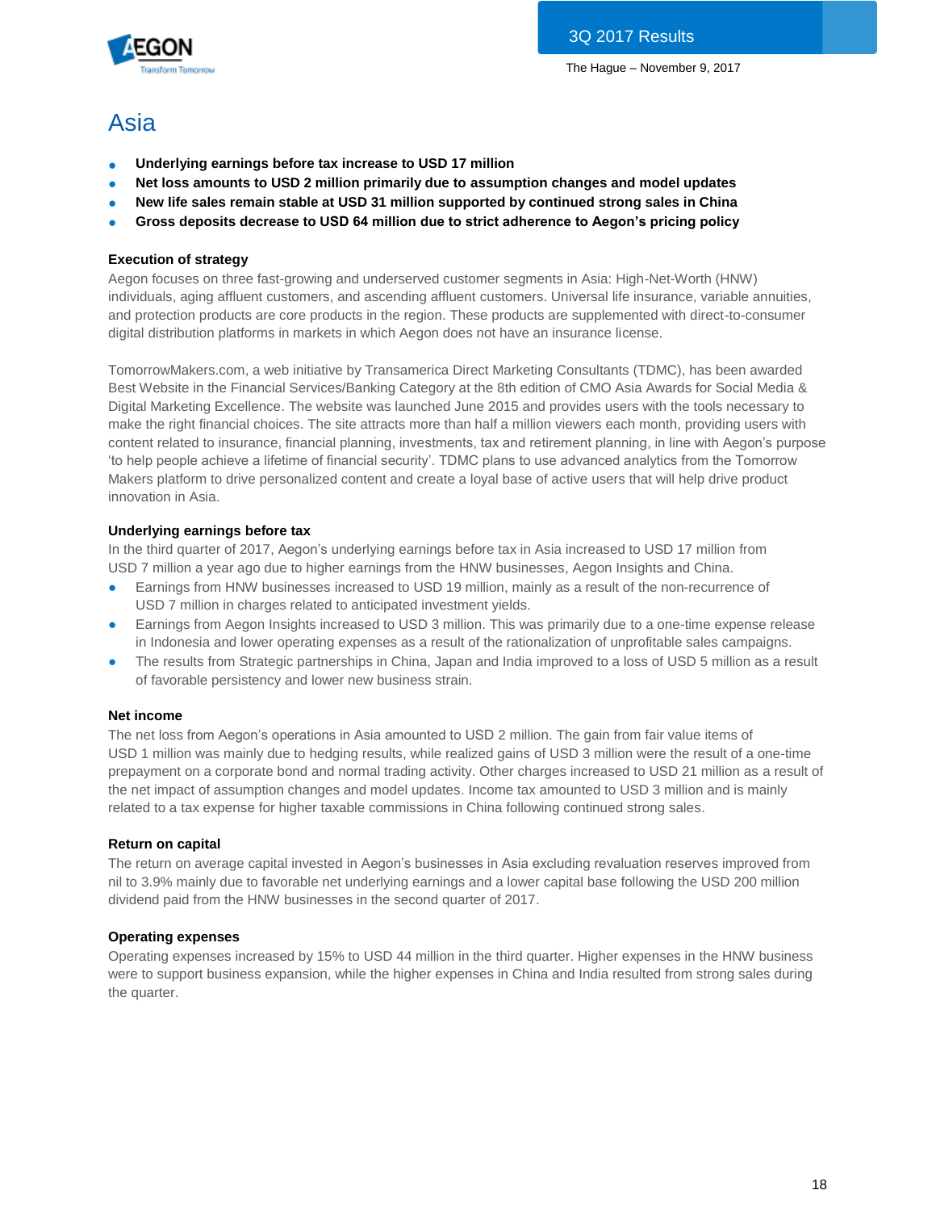# Asia

- **Underlying earnings before tax increase to USD 17 million**
- **Net loss amounts to USD 2 million primarily due to assumption changes and model updates**
- **New life sales remain stable at USD 31 million supported by continued strong sales in China**
- **Gross deposits decrease to USD 64 million due to strict adherence to Aegon's pricing policy**

### Execution of strategy

Aegon focuses on three fast-growing and underserved customer segments in Asia: High-Net-Worth (HNW) individuals, aging affluent customers, and ascending affluent customers. Universal life insurance, variable annuities, and protection products are core products in the region. These products are supplemented with direct-to-consumer digital distribution platforms in markets in which Aegon does not have an insurance license.

TomorrowMakers.com, a web initiative by Transamerica Direct Marketing Consultants (TDMC), has been awarded Best Website in the Financial Services/Banking Category at the 8th edition of CMO Asia Awards for Social Media & Digital Marketing Excellence. The website was launched June 2015 and provides users with the tools necessary to make the right financial choices. The site attracts more than half a million viewers each month, providing users with content related to insurance, financial planning, investments, tax and retirement planning, in line with Aegon's purpose 'to help people achieve a lifetime of financial security'. TDMC plans to use advanced analytics from the Tomorrow Makers platform to drive personalized content and create a loyal base of active users that will help drive product innovation in Asia.

### Underlying earnings before tax

In the third quarter of 2017, Aegon's underlying earnings before tax in Asia increased to USD 17 million from USD 7 million a year ago due to higher earnings from the HNW businesses, Aegon Insights and China.

- Earnings from HNW businesses increased to USD 19 million, mainly as a result of the non-recurrence of USD 7 million in charges related to anticipated investment yields.
- Earnings from Aegon Insights increased to USD 3 million. This was primarily due to a one-time expense release in Indonesia and lower operating expenses as a result of the rationalization of unprofitable sales campaigns.
- The results from Strategic partnerships in China, Japan and India improved to a loss of USD 5 million as a result of favorable persistency and lower new business strain.

### Net income

The net loss from Aegon's operations in Asia amounted to USD 2 million. The gain from fair value items of USD 1 million was mainly due to hedging results, while realized gains of USD 3 million were the result of a one-time prepayment on a corporate bond and normal trading activity. Other charges increased to USD 21 million as a result of the net impact of assumption changes and model updates. Income tax amounted to USD 3 million and is mainly related to a tax expense for higher taxable commissions in China following continued strong sales.

### Return on capital

The return on average capital invested in Aegon's businesses in Asia excluding revaluation reserves improved from nil to 3.9% mainly due to favorable net underlying earnings and a lower capital base following the USD 200 million dividend paid from the HNW businesses in the second quarter of 2017.

### Operating expenses

Operating expenses increased by 15% to USD 44 million in the third quarter. Higher expenses in the HNW business were to support business expansion, while the higher expenses in China and India resulted from strong sales during the quarter.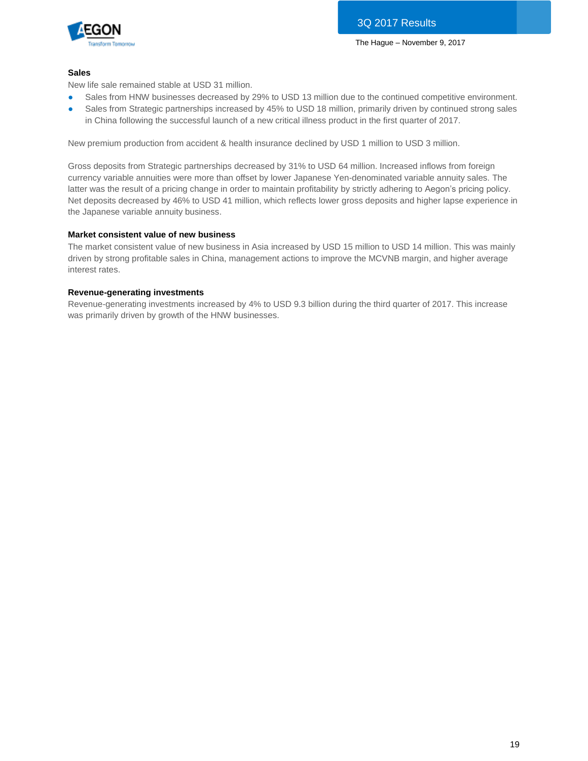**Sales**

New life sale remained stable at USD 31 million.

- Sales from HNW businesses decreased by 29% to USD 13 million due to the continued competitive environment.
- Sales from Strategic partnerships increased by 45% to USD 18 million, primarily driven by continued strong sales in China following the successful launch of a new critical illness product in the first quarter of 2017.

New premium production from accident & health insurance declined by USD 1 million to USD 3 million.

Gross deposits from Strategic partnerships decreased by 31% to USD 64 million. Increased inflows from foreign currency variable annuities were more than offset by lower Japanese Yen-denominated variable annuity sales. The latter was the result of a pricing change in order to maintain profitability by strictly adhering to Aegon's pricing policy. Net deposits decreased by 46% to USD 41 million, which reflects lower gross deposits and higher lapse experience in the Japanese variable annuity business.

**Market consistent value of new business**

The market consistent value of new business in Asia increased by USD 15 million to USD 14 million. This was mainly driven by strong profitable sales in China, management actions to improve the MCVNB margin, and higher average interest rates.

**Revenue-generating investments**

Revenue-generating investments increased by 4% to USD 9.3 billion during the third quarter of 2017. This increase was primarily driven by growth of the HNW businesses.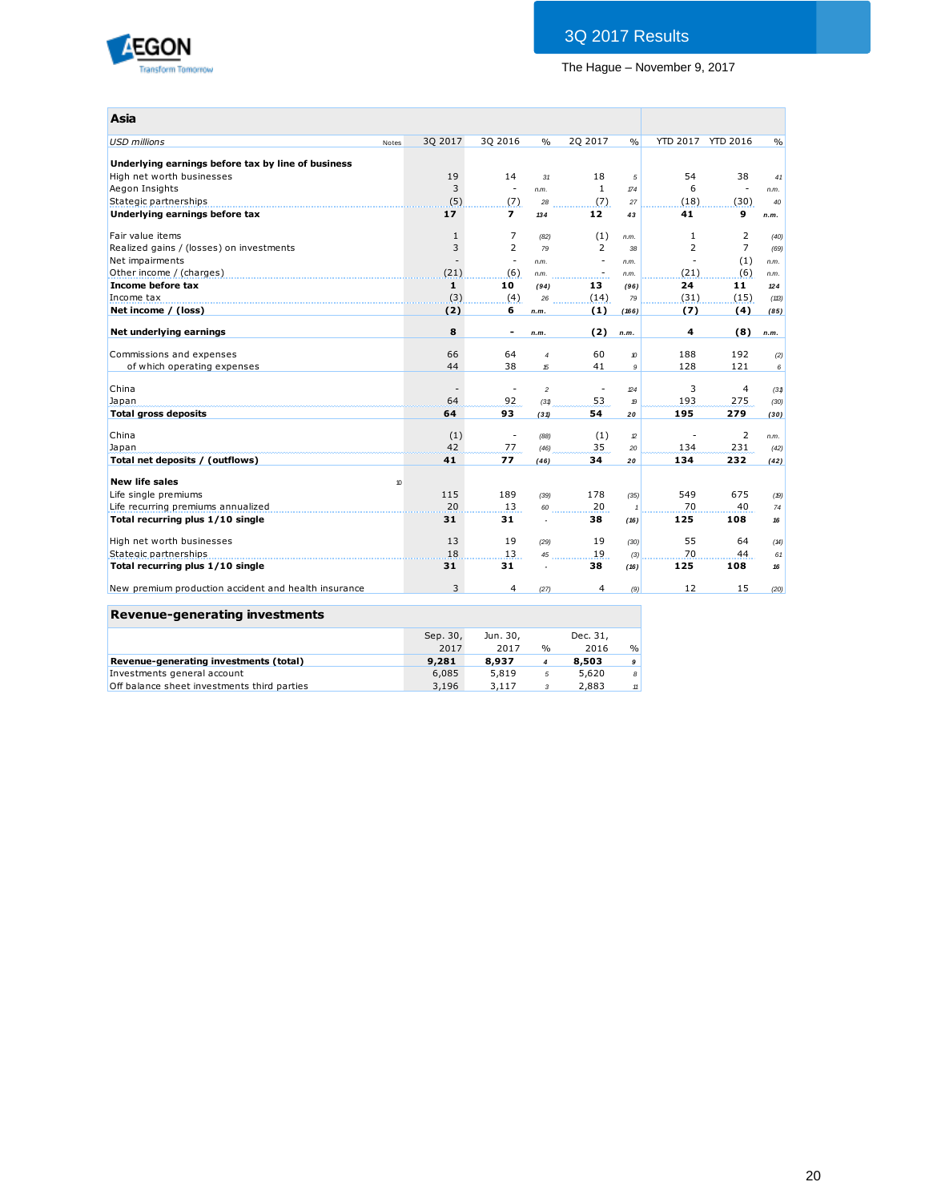3Q 2017 Results

The Hague – November 9, 2017

## Asia

| USD millions | Notes | 3Q 2017 | 3Q 2016 | % | 2Q 2017 | % | YTD 2017 | YTD 2016 | % |
|---|---|---|---|---|---|---|---|---|---|
| **Underlying earnings before tax by line of business** | | | | | | | | | |
| High net worth businesses | | 19 | 14 | 31 | 18 | 5 | 54 | 38 | 41 |
| Aegon Insights | | 3 | - | n.m. | 1 | 174 | 6 | - | n.m. |
| Stategic partnerships | | (5) | (7) | 28 | (7) | 27 | (18) | (30) | 40 |
| **Underlying earnings before tax** | | **17** | **7** | **134** | **12** | **43** | **41** | **9** | **n.m.** |
| | | | | | | | | | |
| Fair value items | | 1 | 7 | (82) | (1) | n.m. | 1 | 2 | (40) |
| Realized gains / (losses) on investments | | 3 | 2 | 79 | 2 | 38 | 2 | 7 | (69) |
| Net impairments | | - | - | n.m. | - | n.m. | - | (1) | n.m. |
| Other income / (charges) | | (21) | (6) | n.m. | - | n.m. | (21) | (6) | n.m. |
| **Income before tax** | | **1** | **10** | **(94)** | **13** | **(96)** | **24** | **11** | **124** |
| Income tax | | (3) | (4) | 26 | (14) | 79 | (31) | (15) | (113) |
| **Net income / (loss)** | | **(2)** | **6** | **n.m.** | **(1)** | **(166)** | **(7)** | **(4)** | **(85)** |
| | | | | | | | | | |
| **Net underlying earnings** | | **8** | **-** | **n.m.** | **(2)** | **n.m.** | **4** | **(8)** | **n.m.** |
| | | | | | | | | | |
| Commissions and expenses | | 66 | 64 | 4 | 60 | 10 | 188 | 192 | (2) |
| of which operating expenses | | 44 | 38 | 15 | 41 | 9 | 128 | 121 | 6 |
| | | | | | | | | | |
| China | | - | - | 2 | - | 124 | 3 | 4 | (31) |
| Japan | | 64 | 92 | (31) | 53 | 19 | 193 | 275 | (30) |
| **Total gross deposits** | | **64** | **93** | **(31)** | **54** | **20** | **195** | **279** | **(30)** |
| | | | | | | | | | |
| China | | (1) | - | (88) | (1) | 12 | - | 2 | n.m. |
| Japan | | 42 | 77 | (46) | 35 | 20 | 134 | 231 | (42) |
| **Total net deposits / (outflows)** | | **41** | **77** | **(46)** | **34** | **20** | **134** | **232** | **(42)** |
| | | | | | | | | | |
| **New life sales** | 10 | | | | | | | | |
| Life single premiums | | 115 | 189 | (39) | 178 | (35) | 549 | 675 | (19) |
| Life recurring premiums annualized | | 20 | 13 | 60 | 20 | 1 | 70 | 40 | 74 |
| **Total recurring plus 1/10 single** | | **31** | **31** | **-** | **38** | **(16)** | **125** | **108** | **16** |
| | | | | | | | | | |
| High net worth businesses | | 13 | 19 | (29) | 19 | (30) | 55 | 64 | (14) |
| Stategic partnerships | | 18 | 13 | 45 | 19 | (3) | 70 | 44 | 61 |
| **Total recurring plus 1/10 single** | | **31** | **31** | **-** | **38** | **(16)** | **125** | **108** | **16** |
| | | | | | | | | | |
| New premium production accident and health insurance | | 3 | 4 | (27) | 4 | (9) | 12 | 15 | (20) |

## Revenue-generating investments

| | Sep. 30, 2017 | Jun. 30, 2017 | % | Dec. 31, 2016 | % |
|---|---|---|---|---|---|
| **Revenue-generating investments (total)** | **9,281** | **8,937** | **4** | **8,503** | **9** |
| Investments general account | 6,085 | 5,819 | 5 | 5,620 | 8 |
| Off balance sheet investments third parties | 3,196 | 3,117 | 3 | 2,883 | 11 |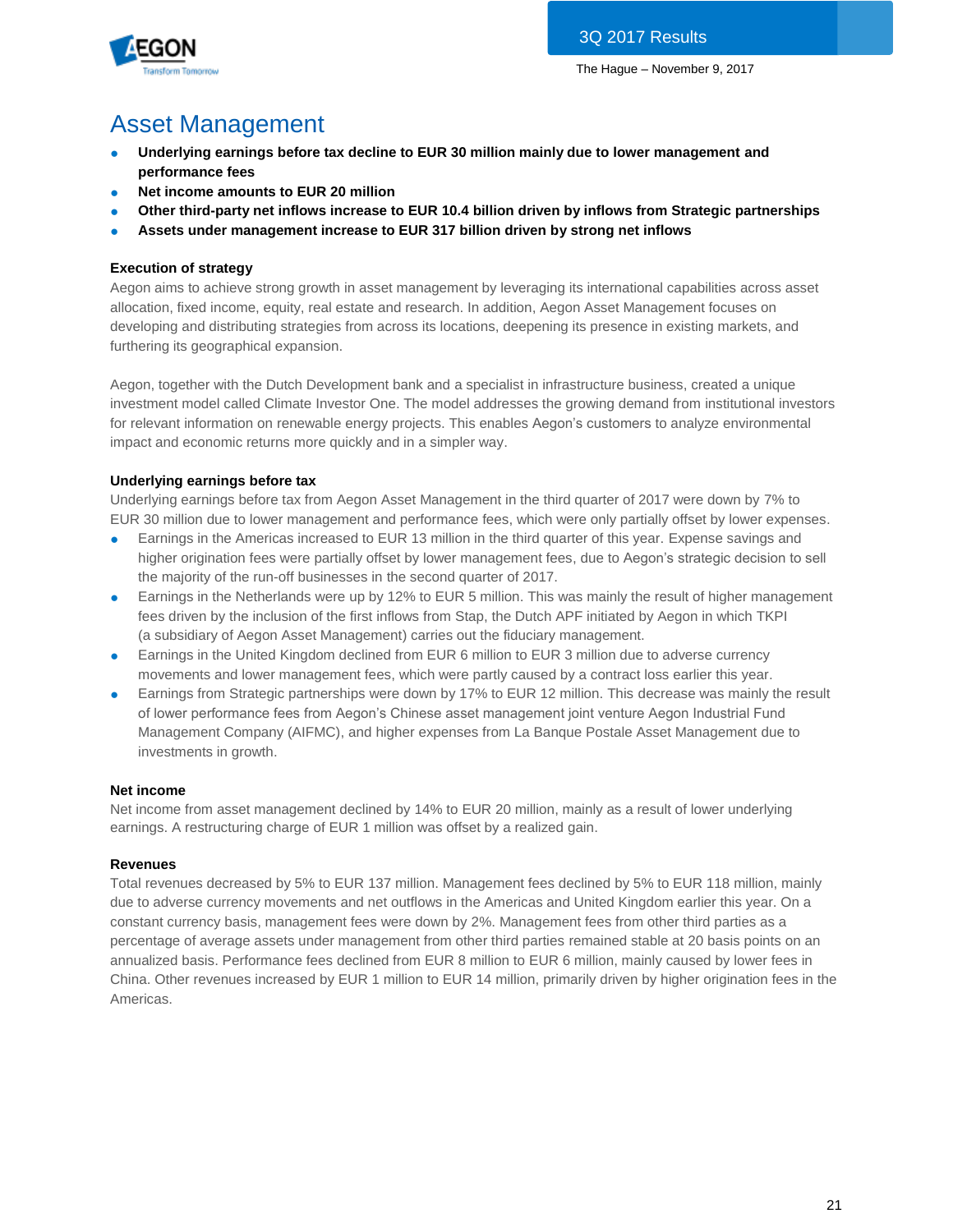# Asset Management

- **Underlying earnings before tax decline to EUR 30 million mainly due to lower management and performance fees**
- **Net income amounts to EUR 20 million**
- **Other third-party net inflows increase to EUR 10.4 billion driven by inflows from Strategic partnerships**
- **Assets under management increase to EUR 317 billion driven by strong net inflows**

### Execution of strategy

Aegon aims to achieve strong growth in asset management by leveraging its international capabilities across asset allocation, fixed income, equity, real estate and research. In addition, Aegon Asset Management focuses on developing and distributing strategies from across its locations, deepening its presence in existing markets, and furthering its geographical expansion.

Aegon, together with the Dutch Development bank and a specialist in infrastructure business, created a unique investment model called Climate Investor One. The model addresses the growing demand from institutional investors for relevant information on renewable energy projects. This enables Aegon's customers to analyze environmental impact and economic returns more quickly and in a simpler way.

### Underlying earnings before tax

Underlying earnings before tax from Aegon Asset Management in the third quarter of 2017 were down by 7% to EUR 30 million due to lower management and performance fees, which were only partially offset by lower expenses.

- Earnings in the Americas increased to EUR 13 million in the third quarter of this year. Expense savings and higher origination fees were partially offset by lower management fees, due to Aegon's strategic decision to sell the majority of the run-off businesses in the second quarter of 2017.
- Earnings in the Netherlands were up by 12% to EUR 5 million. This was mainly the result of higher management fees driven by the inclusion of the first inflows from Stap, the Dutch APF initiated by Aegon in which TKPI (a subsidiary of Aegon Asset Management) carries out the fiduciary management.
- Earnings in the United Kingdom declined from EUR 6 million to EUR 3 million due to adverse currency movements and lower management fees, which were partly caused by a contract loss earlier this year.
- Earnings from Strategic partnerships were down by 17% to EUR 12 million. This decrease was mainly the result of lower performance fees from Aegon's Chinese asset management joint venture Aegon Industrial Fund Management Company (AIFMC), and higher expenses from La Banque Postale Asset Management due to investments in growth.

### Net income

Net income from asset management declined by 14% to EUR 20 million, mainly as a result of lower underlying earnings. A restructuring charge of EUR 1 million was offset by a realized gain.

### Revenues

Total revenues decreased by 5% to EUR 137 million. Management fees declined by 5% to EUR 118 million, mainly due to adverse currency movements and net outflows in the Americas and United Kingdom earlier this year. On a constant currency basis, management fees were down by 2%. Management fees from other third parties as a percentage of average assets under management from other third parties remained stable at 20 basis points on an annualized basis. Performance fees declined from EUR 8 million to EUR 6 million, mainly caused by lower fees in China. Other revenues increased by EUR 1 million to EUR 14 million, primarily driven by higher origination fees in the Americas.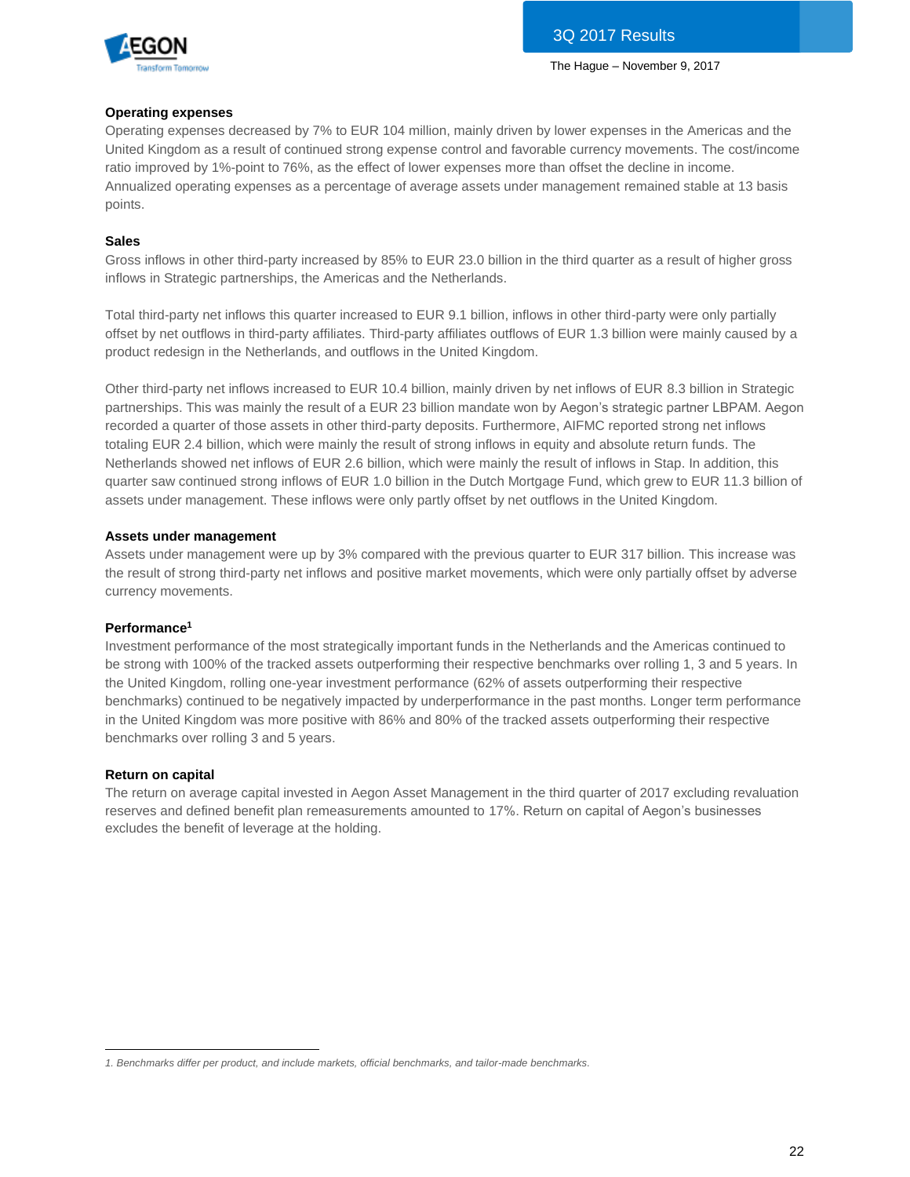### Operating expenses

Operating expenses decreased by 7% to EUR 104 million, mainly driven by lower expenses in the Americas and the United Kingdom as a result of continued strong expense control and favorable currency movements. The cost/income ratio improved by 1%-point to 76%, as the effect of lower expenses more than offset the decline in income. Annualized operating expenses as a percentage of average assets under management remained stable at 13 basis points.

### Sales

Gross inflows in other third-party increased by 85% to EUR 23.0 billion in the third quarter as a result of higher gross inflows in Strategic partnerships, the Americas and the Netherlands.

Total third-party net inflows this quarter increased to EUR 9.1 billion, inflows in other third-party were only partially offset by net outflows in third-party affiliates. Third-party affiliates outflows of EUR 1.3 billion were mainly caused by a product redesign in the Netherlands, and outflows in the United Kingdom.

Other third-party net inflows increased to EUR 10.4 billion, mainly driven by net inflows of EUR 8.3 billion in Strategic partnerships. This was mainly the result of a EUR 23 billion mandate won by Aegon's strategic partner LBPAM. Aegon recorded a quarter of those assets in other third-party deposits. Furthermore, AIFMC reported strong net inflows totaling EUR 2.4 billion, which were mainly the result of strong inflows in equity and absolute return funds. The Netherlands showed net inflows of EUR 2.6 billion, which were mainly the result of inflows in Stap. In addition, this quarter saw continued strong inflows of EUR 1.0 billion in the Dutch Mortgage Fund, which grew to EUR 11.3 billion of assets under management. These inflows were only partly offset by net outflows in the United Kingdom.

### Assets under management

Assets under management were up by 3% compared with the previous quarter to EUR 317 billion. This increase was the result of strong third-party net inflows and positive market movements, which were only partially offset by adverse currency movements.

### Performance[1]

Investment performance of the most strategically important funds in the Netherlands and the Americas continued to be strong with 100% of the tracked assets outperforming their respective benchmarks over rolling 1, 3 and 5 years. In the United Kingdom, rolling one-year investment performance (62% of assets outperforming their respective benchmarks) continued to be negatively impacted by underperformance in the past months. Longer term performance in the United Kingdom was more positive with 86% and 80% of the tracked assets outperforming their respective benchmarks over rolling 3 and 5 years.

### Return on capital

The return on average capital invested in Aegon Asset Management in the third quarter of 2017 excluding revaluation reserves and defined benefit plan remeasurements amounted to 17%. Return on capital of Aegon's businesses excludes the benefit of leverage at the holding.

---

*1. Benchmarks differ per product, and include markets, official benchmarks, and tailor-made benchmarks.*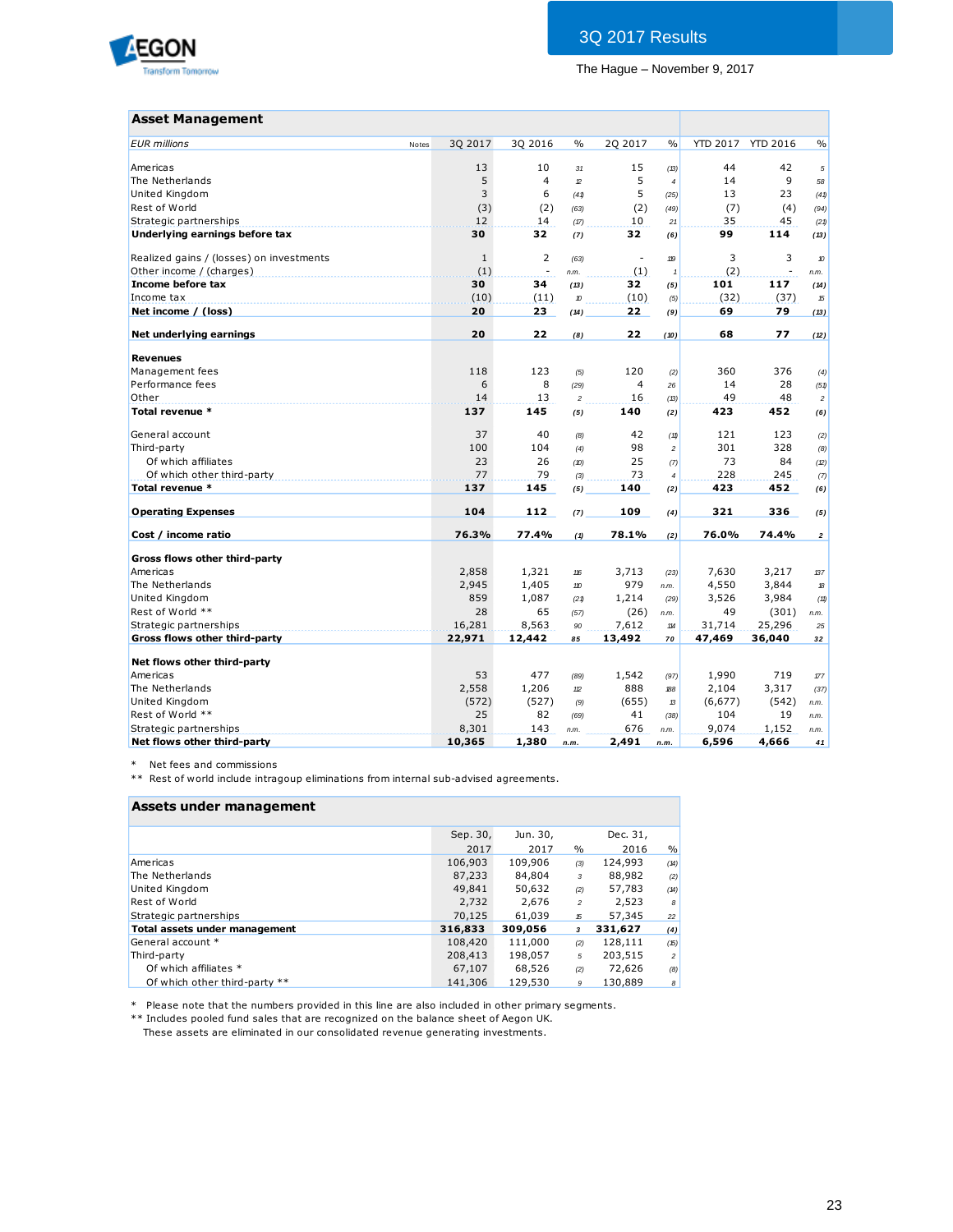# 3Q 2017 Results

The Hague – November 9, 2017

## Asset Management

| EUR millions | Notes | 3Q 2017 | 3Q 2016 | % | 2Q 2017 | % | YTD 2017 | YTD 2016 | % |
|---|---|---|---|---|---|---|---|---|---|
| Americas | | 13 | 10 | 31 | 15 | (13) | 44 | 42 | 5 |
| The Netherlands | | 5 | 4 | 12 | 5 | 4 | 14 | 9 | 58 |
| United Kingdom | | 3 | 6 | (41) | 5 | (25) | 13 | 23 | (41) |
| Rest of World | | (3) | (2) | (63) | (2) | (49) | (7) | (4) | (94) |
| Strategic partnerships | | 12 | 14 | (17) | 10 | 21 | 35 | 45 | (21) |
| **Underlying earnings before tax** | | **30** | **32** | **(7)** | **32** | **(6)** | **99** | **114** | **(13)** |
| | | | | | | | | | |
| Realized gains / (losses) on investments | | 1 | 2 | (63) | - | 119 | 3 | 3 | 10 |
| Other income / (charges) | | (1) | - | n.m. | (1) | 1 | (2) | - | n.m. |
| **Income before tax** | | **30** | **34** | **(13)** | **32** | **(5)** | **101** | **117** | **(14)** |
| Income tax | | (10) | (11) | 10 | (10) | (5) | (32) | (37) | 15 |
| **Net income / (loss)** | | **20** | **23** | **(14)** | **22** | **(9)** | **69** | **79** | **(13)** |
| | | | | | | | | | |
| **Net underlying earnings** | | **20** | **22** | **(8)** | **22** | **(10)** | **68** | **77** | **(12)** |
| | | | | | | | | | |
| **Revenues** | | | | | | | | | |
| Management fees | | 118 | 123 | (5) | 120 | (2) | 360 | 376 | (4) |
| Performance fees | | 6 | 8 | (29) | 4 | 26 | 14 | 28 | (51) |
| Other | | 14 | 13 | 2 | 16 | (13) | 49 | 48 | 2 |
| **Total revenue *** | | **137** | **145** | **(5)** | **140** | **(2)** | **423** | **452** | **(6)** |
| | | | | | | | | | |
| General account | | 37 | 40 | (8) | 42 | (11) | 121 | 123 | (2) |
| Third-party | | 100 | 104 | (4) | 98 | 2 | 301 | 328 | (8) |
| Of which affiliates | | 23 | 26 | (10) | 25 | (7) | 73 | 84 | (12) |
| Of which other third-party | | 77 | 79 | (3) | 73 | 4 | 228 | 245 | (7) |
| **Total revenue *** | | **137** | **145** | **(5)** | **140** | **(2)** | **423** | **452** | **(6)** |
| | | | | | | | | | |
| **Operating Expenses** | | **104** | **112** | **(7)** | **109** | **(4)** | **321** | **336** | **(5)** |
| | | | | | | | | | |
| **Cost / income ratio** | | **76.3%** | **77.4%** | **(1)** | **78.1%** | **(2)** | **76.0%** | **74.4%** | **2** |
| | | | | | | | | | |
| **Gross flows other third-party** | | | | | | | | | |
| Americas | | 2,858 | 1,321 | 116 | 3,713 | (23) | 7,630 | 3,217 | 137 |
| The Netherlands | | 2,945 | 1,405 | 110 | 979 | n.m. | 4,550 | 3,844 | 18 |
| United Kingdom | | 859 | 1,087 | (21) | 1,214 | (29) | 3,526 | 3,984 | (11) |
| Rest of World ** | | 28 | 65 | (57) | (26) | n.m. | 49 | (301) | n.m. |
| Strategic partnerships | | 16,281 | 8,563 | 90 | 7,612 | 114 | 31,714 | 25,296 | 25 |
| **Gross flows other third-party** | | **22,971** | **12,442** | **85** | **13,492** | **70** | **47,469** | **36,040** | **32** |
| | | | | | | | | | |
| **Net flows other third-party** | | | | | | | | | |
| Americas | | 53 | 477 | (89) | 1,542 | (97) | 1,990 | 719 | 177 |
| The Netherlands | | 2,558 | 1,206 | 112 | 888 | 188 | 2,104 | 3,317 | (37) |
| United Kingdom | | (572) | (527) | (9) | (655) | 13 | (6,677) | (542) | n.m. |
| Rest of World ** | | 25 | 82 | (69) | 41 | (38) | 104 | 19 | n.m. |
| Strategic partnerships | | 8,301 | 143 | n.m. | 676 | n.m. | 9,074 | 1,152 | n.m. |
| **Net flows other third-party** | | **10,365** | **1,380** | **n.m.** | **2,491** | **n.m.** | **6,596** | **4,666** | **41** |

\* Net fees and commissions
** Rest of world include intragoup eliminations from internal sub-advised agreements.

## Assets under management

| | Sep. 30, 2017 | Jun. 30, 2017 | % | Dec. 31, 2016 | % |
|---|---|---|---|---|---|
| Americas | 106,903 | 109,906 | (3) | 124,993 | (14) |
| The Netherlands | 87,233 | 84,804 | 3 | 88,982 | (2) |
| United Kingdom | 49,841 | 50,632 | (2) | 57,783 | (14) |
| Rest of World | 2,732 | 2,676 | 2 | 2,523 | 8 |
| Strategic partnerships | 70,125 | 61,039 | 15 | 57,345 | 22 |
| **Total assets under management** | **316,833** | **309,056** | **3** | **331,627** | **(4)** |
| General account * | 108,420 | 111,000 | (2) | 128,111 | (15) |
| Third-party | 208,413 | 198,057 | 5 | 203,515 | 2 |
| Of which affiliates * | 67,107 | 68,526 | (2) | 72,626 | (8) |
| Of which other third-party ** | 141,306 | 129,530 | 9 | 130,889 | 8 |

\* Please note that the numbers provided in this line are also included in other primary segments.
** Includes pooled fund sales that are recognized on the balance sheet of Aegon UK.
These assets are eliminated in our consolidated revenue generating investments.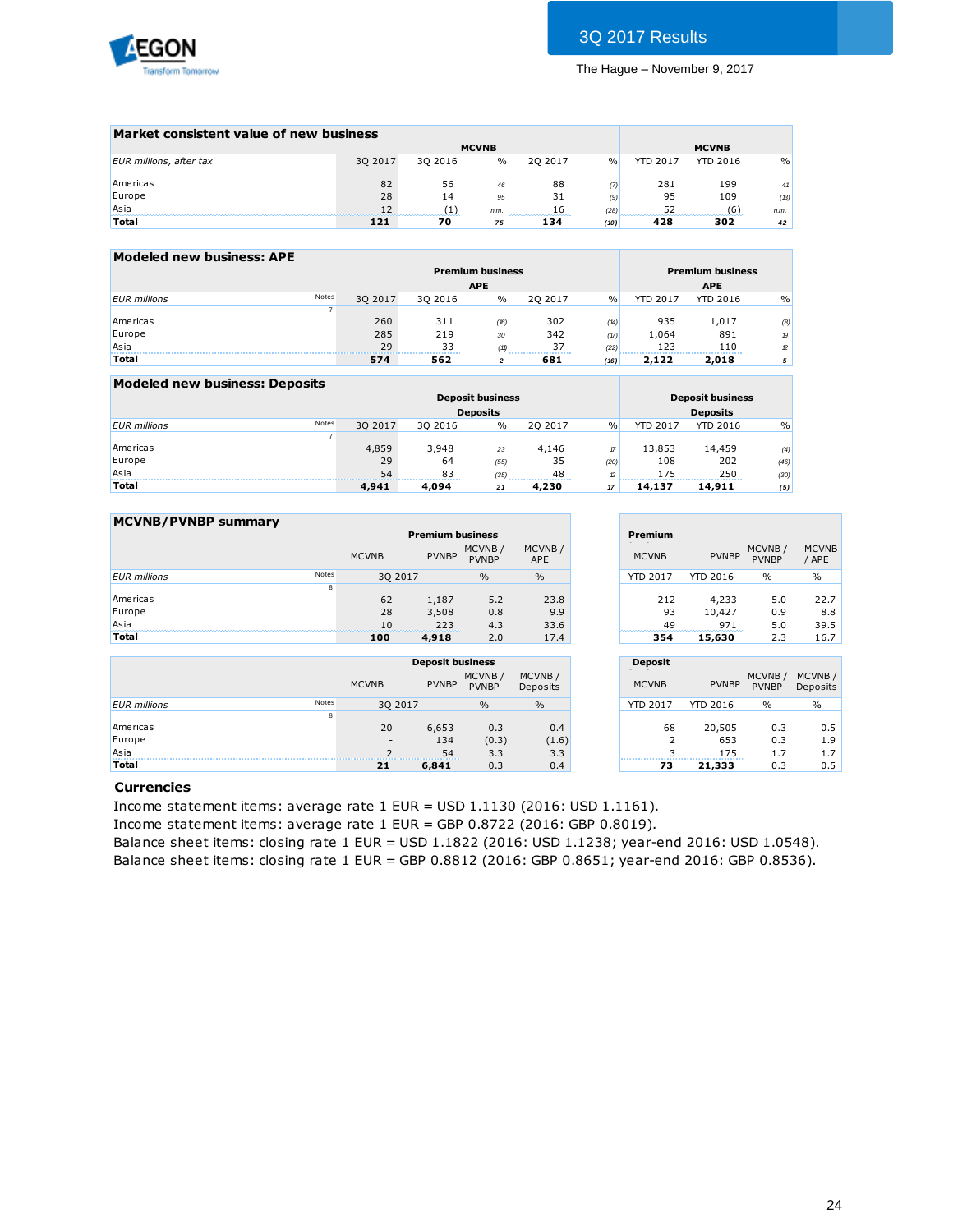## Market consistent value of new business

| EUR millions, after tax | MCVNB | | | | | MCVNB | | |
|---|---|---|---|---|---|---|---|---|
| | 3Q 2017 | 3Q 2016 | % | 2Q 2017 | % | YTD 2017 | YTD 2016 | % |
| Americas | 82 | 56 | 46 | 88 | (7) | 281 | 199 | 41 |
| Europe | 28 | 14 | 95 | 31 | (9) | 95 | 109 | (13) |
| Asia | 12 | (1) | n.m. | 16 | (28) | 52 | (6) | n.m. |
| **Total** | **121** | **70** | **75** | **134** | **(10)** | **428** | **302** | **42** |

## Modeled new business: APE

| EUR millions | Notes | Premium business APE | | | | | Premium business APE | | |
|---|---|---|---|---|---|---|---|---|---|
| | 7 | 3Q 2017 | 3Q 2016 | % | 2Q 2017 | % | YTD 2017 | YTD 2016 | % |
| Americas | | 260 | 311 | (16) | 302 | (14) | 935 | 1,017 | (8) |
| Europe | | 285 | 219 | 30 | 342 | (17) | 1,064 | 891 | 19 |
| Asia | | 29 | 33 | (11) | 37 | (22) | 123 | 110 | 12 |
| **Total** | | **574** | **562** | **2** | **681** | **(16)** | **2,122** | **2,018** | **5** |

## Modeled new business: Deposits

| EUR millions | Notes | Deposit business Deposits | | | | | Deposit business Deposits | | |
|---|---|---|---|---|---|---|---|---|---|
| | 7 | 3Q 2017 | 3Q 2016 | % | 2Q 2017 | % | YTD 2017 | YTD 2016 | % |
| Americas | | 4,859 | 3,948 | 23 | 4,146 | 17 | 13,853 | 14,459 | (4) |
| Europe | | 29 | 64 | (55) | 35 | (20) | 108 | 202 | (46) |
| Asia | | 54 | 83 | (35) | 48 | 12 | 175 | 250 | (30) |
| **Total** | | **4,941** | **4,094** | **21** | **4,230** | **17** | **14,137** | **14,911** | **(5)** |

## MCVNB/PVNBP summary

| EUR millions | Notes | Premium business | | | | Premium | | | |
|---|---|---|---|---|---|---|---|---|---|
| | | MCVNB | PVNBP | MCVNB / PVNBP | MCVNB / APE | MCVNB | PVNBP | MCVNB / PVNBP | MCVNB / APE |
| | 8 | 3Q 2017 | | % | % | YTD 2017 | YTD 2016 | % | % |
| Americas | | 62 | 1,187 | 5.2 | 23.8 | 212 | 4,233 | 5.0 | 22.7 |
| Europe | | 28 | 3,508 | 0.8 | 9.9 | 93 | 10,427 | 0.9 | 8.8 |
| Asia | | 10 | 223 | 4.3 | 33.6 | 49 | 971 | 5.0 | 39.5 |
| **Total** | | **100** | **4,918** | 2.0 | 17.4 | **354** | **15,630** | 2.3 | 16.7 |

| EUR millions | Notes | Deposit business | | | | Deposit | | | |
|---|---|---|---|---|---|---|---|---|---|
| | | MCVNB | PVNBP | MCVNB / PVNBP | MCVNB / Deposits | MCVNB | PVNBP | MCVNB / PVNBP | MCVNB / Deposits |
| | 8 | 3Q 2017 | | % | % | YTD 2017 | YTD 2016 | % | % |
| Americas | | 20 | 6,653 | 0.3 | 0.4 | 68 | 20,505 | 0.3 | 0.5 |
| Europe | | - | 134 | (0.3) | (1.6) | 2 | 653 | 0.3 | 1.9 |
| Asia | | 2 | 54 | 3.3 | 3.3 | 3 | 175 | 1.7 | 1.7 |
| **Total** | | **21** | **6,841** | 0.3 | 0.4 | **73** | **21,333** | 0.3 | 0.5 |

### Currencies

Income statement items: average rate 1 EUR = USD 1.1130 (2016: USD 1.1161).
Income statement items: average rate 1 EUR = GBP 0.8722 (2016: GBP 0.8019).
Balance sheet items: closing rate 1 EUR = USD 1.1822 (2016: USD 1.1238; year-end 2016: USD 1.0548).
Balance sheet items: closing rate 1 EUR = GBP 0.8812 (2016: GBP 0.8651; year-end 2016: GBP 0.8536).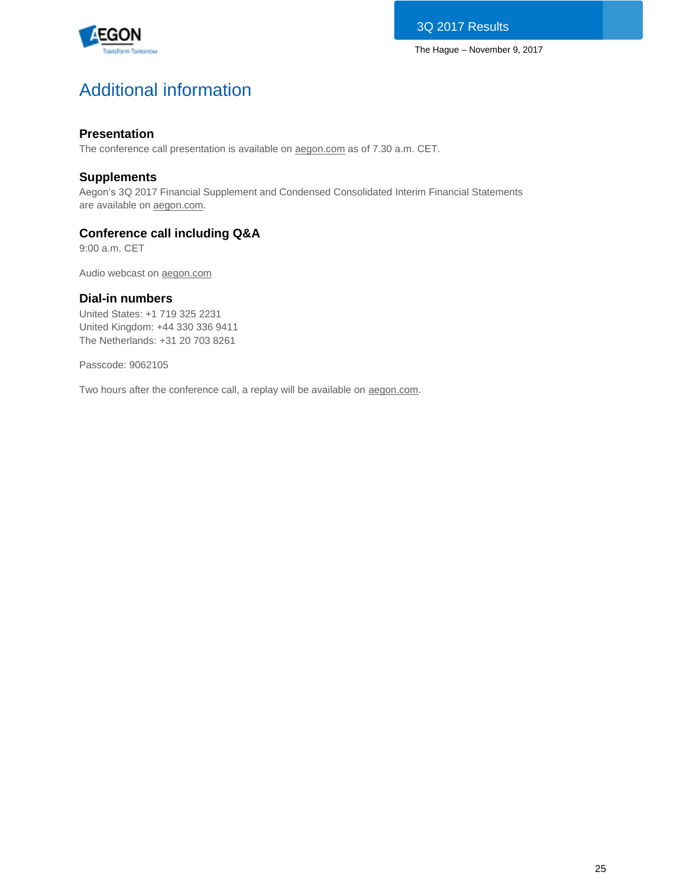# Additional information

### Presentation

The conference call presentation is available on aegon.com as of 7.30 a.m. CET.

### Supplements

Aegon's 3Q 2017 Financial Supplement and Condensed Consolidated Interim Financial Statements are available on aegon.com.

### Conference call including Q&A

9:00 a.m. CET

Audio webcast on aegon.com

### Dial-in numbers

United States: +1 719 325 2231
United Kingdom: +44 330 336 9411
The Netherlands: +31 20 703 8261

Passcode: 9062105

Two hours after the conference call, a replay will be available on aegon.com.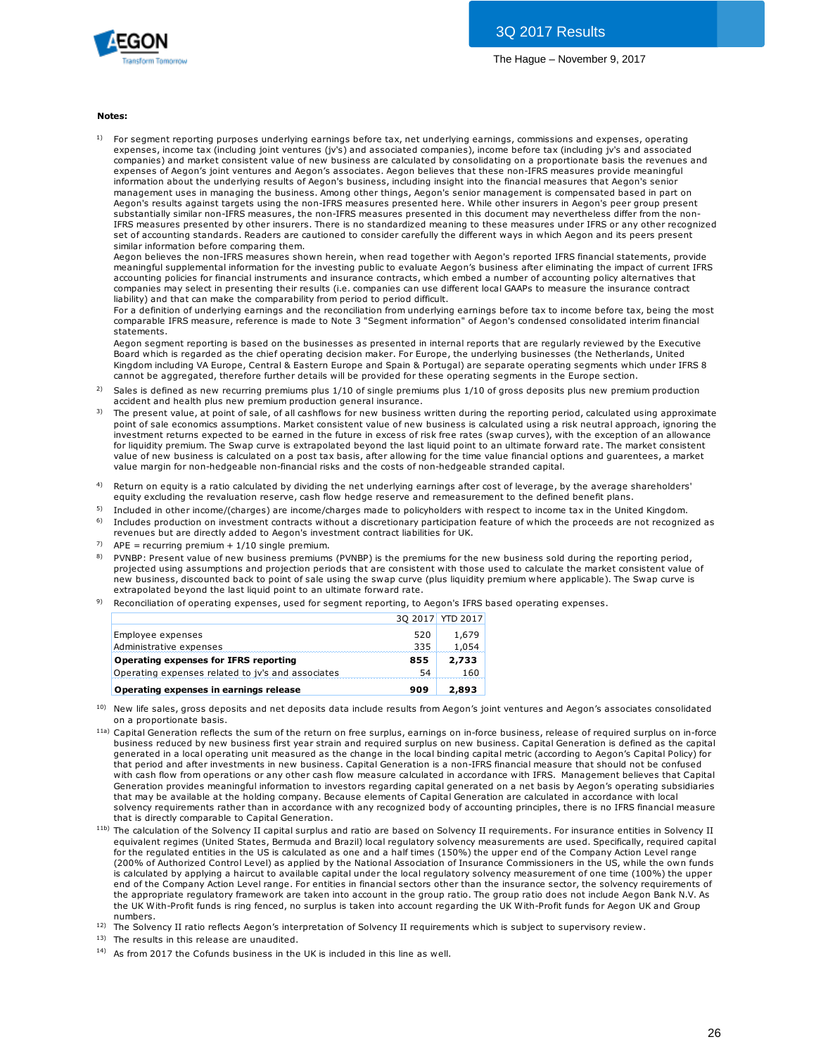**Notes:**

1) For segment reporting purposes underlying earnings before tax, net underlying earnings, commissions and expenses, operating expenses, income tax (including joint ventures (jv's) and associated companies), income before tax (including jv's and associated companies) and market consistent value of new business are calculated by consolidating on a proportionate basis the revenues and expenses of Aegon's joint ventures and Aegon's associates. Aegon believes that these non-IFRS measures provide meaningful information about the underlying results of Aegon's business, including insight into the financial measures that Aegon's senior management uses in managing the business. Among other things, Aegon's senior management is compensated based in part on Aegon's results against targets using the non-IFRS measures presented here. While other insurers in Aegon's peer group present substantially similar non-IFRS measures, the non-IFRS measures presented in this document may nevertheless differ from the non-IFRS measures presented by other insurers. There is no standardized meaning to these measures under IFRS or any other recognized set of accounting standards. Readers are cautioned to consider carefully the different ways in which Aegon and its peers present similar information before comparing them.
Aegon believes the non-IFRS measures shown herein, when read together with Aegon's reported IFRS financial statements, provide meaningful supplemental information for the investing public to evaluate Aegon's business after eliminating the impact of current IFRS accounting policies for financial instruments and insurance contracts, which embed a number of accounting policy alternatives that companies may select in presenting their results (i.e. companies can use different local GAAPs to measure the insurance contract liability) and that can make the comparability from period to period difficult.
For a definition of underlying earnings and the reconciliation from underlying earnings before tax to income before tax, being the most comparable IFRS measure, reference is made to Note 3 "Segment information" of Aegon's condensed consolidated interim financial statements.
Aegon segment reporting is based on the businesses as presented in internal reports that are regularly reviewed by the Executive Board which is regarded as the chief operating decision maker. For Europe, the underlying businesses (the Netherlands, United Kingdom including VA Europe, Central & Eastern Europe and Spain & Portugal) are separate operating segments which under IFRS 8 cannot be aggregated, therefore further details will be provided for these operating segments in the Europe section.

2) Sales is defined as new recurring premiums plus 1/10 of single premiums plus 1/10 of gross deposits plus new premium production accident and health plus new premium production general insurance.

3) The present value, at point of sale, of all cashflows for new business written during the reporting period, calculated using approximate point of sale economics assumptions. Market consistent value of new business is calculated using a risk neutral approach, ignoring the investment returns expected to be earned in the future in excess of risk free rates (swap curves), with the exception of an allowance for liquidity premium. The Swap curve is extrapolated beyond the last liquid point to an ultimate forward rate. The market consistent value of new business is calculated on a post tax basis, after allowing for the time value financial options and guarentees, a market value margin for non-hedgeable non-financial risks and the costs of non-hedgeable stranded capital.

4) Return on equity is a ratio calculated by dividing the net underlying earnings after cost of leverage, by the average shareholders' equity excluding the revaluation reserve, cash flow hedge reserve and remeasurement to the defined benefit plans.

5) Included in other income/(charges) are income/charges made to policyholders with respect to income tax in the United Kingdom.

6) Includes production on investment contracts without a discretionary participation feature of which the proceeds are not recognized as revenues but are directly added to Aegon's investment contract liabilities for UK.

7) APE = recurring premium + 1/10 single premium.

8) PVNBP: Present value of new business premiums (PVNBP) is the premiums for the new business sold during the reporting period, projected using assumptions and projection periods that are consistent with those used to calculate the market consistent value of new business, discounted back to point of sale using the swap curve (plus liquidity premium where applicable). The Swap curve is extrapolated beyond the last liquid point to an ultimate forward rate.

9) Reconciliation of operating expenses, used for segment reporting, to Aegon's IFRS based operating expenses.

| | 3Q 2017 | YTD 2017 |
|---|---|---|
| Employee expenses | 520 | 1,679 |
| Administrative expenses | 335 | 1,054 |
| **Operating expenses for IFRS reporting** | **855** | **2,733** |
| Operating expenses related to jv's and associates | 54 | 160 |
| **Operating expenses in earnings release** | **909** | **2,893** |

10) New life sales, gross deposits and net deposits data include results from Aegon's joint ventures and Aegon's associates consolidated on a proportionate basis.

11a) Capital Generation reflects the sum of the return on free surplus, earnings on in-force business, release of required surplus on in-force business reduced by new business first year strain and required surplus on new business. Capital Generation is defined as the capital generated in a local operating unit measured as the change in the local binding capital metric (according to Aegon's Capital Policy) for that period and after investments in new business. Capital Generation is a non-IFRS financial measure that should not be confused with cash flow from operations or any other cash flow measure calculated in accordance with IFRS. Management believes that Capital Generation provides meaningful information to investors regarding capital generated on a net basis by Aegon's operating subsidiaries that may be available at the holding company. Because elements of Capital Generation are calculated in accordance with local solvency requirements rather than in accordance with any recognized body of accounting principles, there is no IFRS financial measure that is directly comparable to Capital Generation.

11b) The calculation of the Solvency II capital surplus and ratio are based on Solvency II requirements. For insurance entities in Solvency II equivalent regimes (United States, Bermuda and Brazil) local regulatory solvency measurements are used. Specifically, required capital for the regulated entities in the US is calculated as one and a half times (150%) the upper end of the Company Action Level range (200% of Authorized Control Level) as applied by the National Association of Insurance Commissioners in the US, while the own funds is calculated by applying a haircut to available capital under the local regulatory solvency measurement of one time (100%) the upper end of the Company Action Level range. For entities in financial sectors other than the insurance sector, the solvency requirements of the appropriate regulatory framework are taken into account in the group ratio. The group ratio does not include Aegon Bank N.V. As the UK With-Profit funds is ring fenced, no surplus is taken into account regarding the UK With-Profit funds for Aegon UK and Group numbers.

12) The Solvency II ratio reflects Aegon's interpretation of Solvency II requirements which is subject to supervisory review.

13) The results in this release are unaudited.

14) As from 2017 the Cofunds business in the UK is included in this line as well.